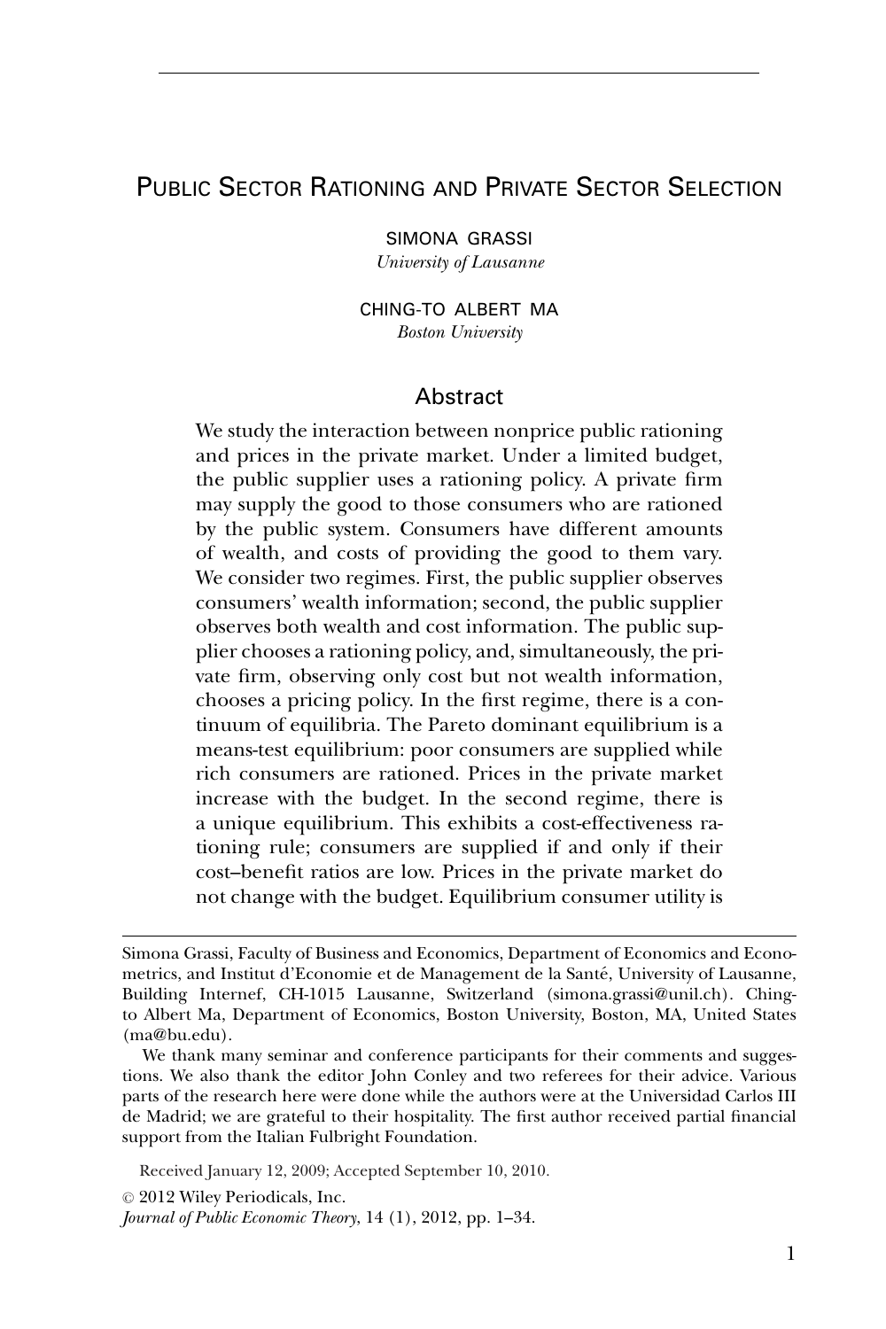# Public Sector Rationing and Private Sector Selection

SIMONA GRASSI

*University of Lausanne*

CHING-TO ALBERT MA

*Boston University*

## Abstract

We study the interaction between nonprice public rationing and prices in the private market. Under a limited budget, the public supplier uses a rationing policy. A private firm may supply the good to those consumers who are rationed by the public system. Consumers have different amounts of wealth, and costs of providing the good to them vary. We consider two regimes. First, the public supplier observes consumers' wealth information; second, the public supplier observes both wealth and cost information. The public supplier chooses a rationing policy, and, simultaneously, the private firm, observing only cost but not wealth information, chooses a pricing policy. In the first regime, there is a continuum of equilibria. The Pareto dominant equilibrium is a means-test equilibrium: poor consumers are supplied while rich consumers are rationed. Prices in the private market increase with the budget. In the second regime, there is a unique equilibrium. This exhibits a cost-effectiveness rationing rule; consumers are supplied if and only if their cost–benefit ratios are low. Prices in the private market do not change with the budget. Equilibrium consumer utility is

---

Simona Grassi, Faculty of Business and Economics, Department of Economics and Econometrics, and Institut d'Economie et de Management de la Santé, University of Lausanne, Building Internef, CH-1015 Lausanne, Switzerland (simona.grassi@unil.ch). Ching-to Albert Ma, Department of Economics, Boston University, Boston, MA, United States (ma@bu.edu).

We thank many seminar and conference participants for their comments and suggestions. We also thank the editor John Conley and two referees for their advice. Various parts of the research here were done while the authors were at the Universidad Carlos III de Madrid; we are grateful to their hospitality. The first author received partial financial support from the Italian Fulbright Foundation.

Received January 12, 2009; Accepted September 10, 2010.

© 2012 Wiley Periodicals, Inc.

*Journal of Public Economic Theory*, 14 (1), 2012, pp. 1–34.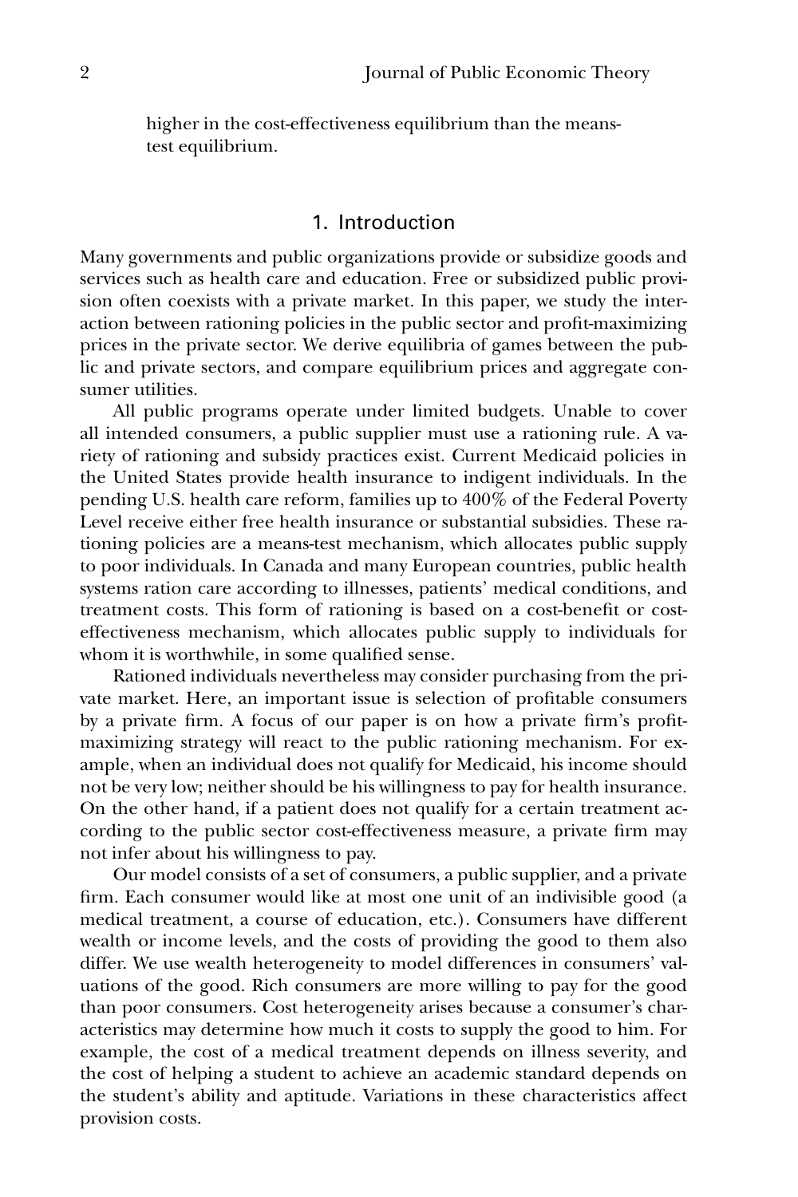higher in the cost-effectiveness equilibrium than the means-test equilibrium.

## 1. Introduction

Many governments and public organizations provide or subsidize goods and services such as health care and education. Free or subsidized public provision often coexists with a private market. In this paper, we study the interaction between rationing policies in the public sector and profit-maximizing prices in the private sector. We derive equilibria of games between the public and private sectors, and compare equilibrium prices and aggregate consumer utilities.

All public programs operate under limited budgets. Unable to cover all intended consumers, a public supplier must use a rationing rule. A variety of rationing and subsidy practices exist. Current Medicaid policies in the United States provide health insurance to indigent individuals. In the pending U.S. health care reform, families up to 400% of the Federal Poverty Level receive either free health insurance or substantial subsidies. These rationing policies are a means-test mechanism, which allocates public supply to poor individuals. In Canada and many European countries, public health systems ration care according to illnesses, patients' medical conditions, and treatment costs. This form of rationing is based on a cost-benefit or cost-effectiveness mechanism, which allocates public supply to individuals for whom it is worthwhile, in some qualified sense.

Rationed individuals nevertheless may consider purchasing from the private market. Here, an important issue is selection of profitable consumers by a private firm. A focus of our paper is on how a private firm's profit-maximizing strategy will react to the public rationing mechanism. For example, when an individual does not qualify for Medicaid, his income should not be very low; neither should be his willingness to pay for health insurance. On the other hand, if a patient does not qualify for a certain treatment according to the public sector cost-effectiveness measure, a private firm may not infer about his willingness to pay.

Our model consists of a set of consumers, a public supplier, and a private firm. Each consumer would like at most one unit of an indivisible good (a medical treatment, a course of education, etc.). Consumers have different wealth or income levels, and the costs of providing the good to them also differ. We use wealth heterogeneity to model differences in consumers' valuations of the good. Rich consumers are more willing to pay for the good than poor consumers. Cost heterogeneity arises because a consumer's characteristics may determine how much it costs to supply the good to him. For example, the cost of a medical treatment depends on illness severity, and the cost of helping a student to achieve an academic standard depends on the student's ability and aptitude. Variations in these characteristics affect provision costs.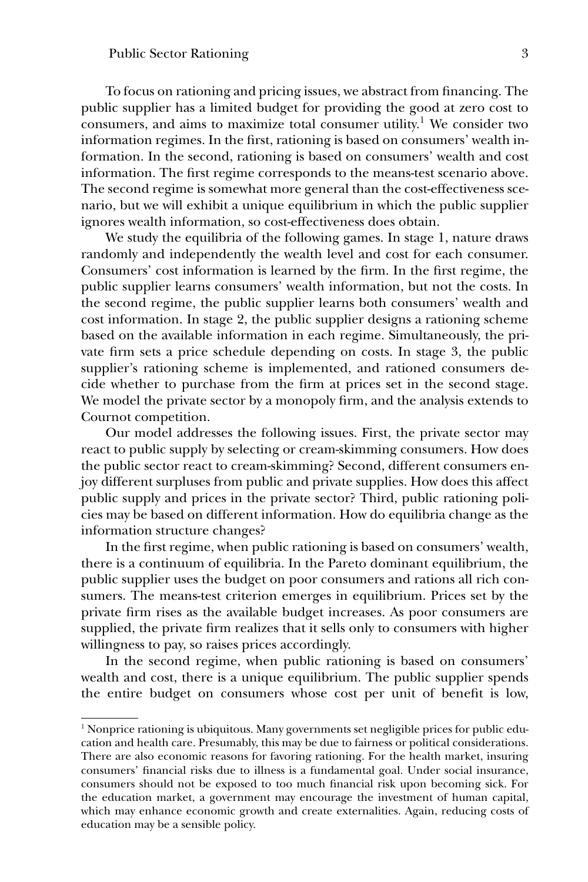To focus on rationing and pricing issues, we abstract from financing. The public supplier has a limited budget for providing the good at zero cost to consumers, and aims to maximize total consumer utility.[1] We consider two information regimes. In the first, rationing is based on consumers' wealth information. In the second, rationing is based on consumers' wealth and cost information. The first regime corresponds to the means-test scenario above. The second regime is somewhat more general than the cost-effectiveness scenario, but we will exhibit a unique equilibrium in which the public supplier ignores wealth information, so cost-effectiveness does obtain.

We study the equilibria of the following games. In stage 1, nature draws randomly and independently the wealth level and cost for each consumer. Consumers' cost information is learned by the firm. In the first regime, the public supplier learns consumers' wealth information, but not the costs. In the second regime, the public supplier learns both consumers' wealth and cost information. In stage 2, the public supplier designs a rationing scheme based on the available information in each regime. Simultaneously, the private firm sets a price schedule depending on costs. In stage 3, the public supplier's rationing scheme is implemented, and rationed consumers decide whether to purchase from the firm at prices set in the second stage. We model the private sector by a monopoly firm, and the analysis extends to Cournot competition.

Our model addresses the following issues. First, the private sector may react to public supply by selecting or cream-skimming consumers. How does the public sector react to cream-skimming? Second, different consumers enjoy different surpluses from public and private supplies. How does this affect public supply and prices in the private sector? Third, public rationing policies may be based on different information. How do equilibria change as the information structure changes?

In the first regime, when public rationing is based on consumers' wealth, there is a continuum of equilibria. In the Pareto dominant equilibrium, the public supplier uses the budget on poor consumers and rations all rich consumers. The means-test criterion emerges in equilibrium. Prices set by the private firm rises as the available budget increases. As poor consumers are supplied, the private firm realizes that it sells only to consumers with higher willingness to pay, so raises prices accordingly.

In the second regime, when public rationing is based on consumers' wealth and cost, there is a unique equilibrium. The public supplier spends the entire budget on consumers whose cost per unit of benefit is low,

---

[1] Nonprice rationing is ubiquitous. Many governments set negligible prices for public education and health care. Presumably, this may be due to fairness or political considerations. There are also economic reasons for favoring rationing. For the health market, insuring consumers' financial risks due to illness is a fundamental goal. Under social insurance, consumers should not be exposed to too much financial risk upon becoming sick. For the education market, a government may encourage the investment of human capital, which may enhance economic growth and create externalities. Again, reducing costs of education may be a sensible policy.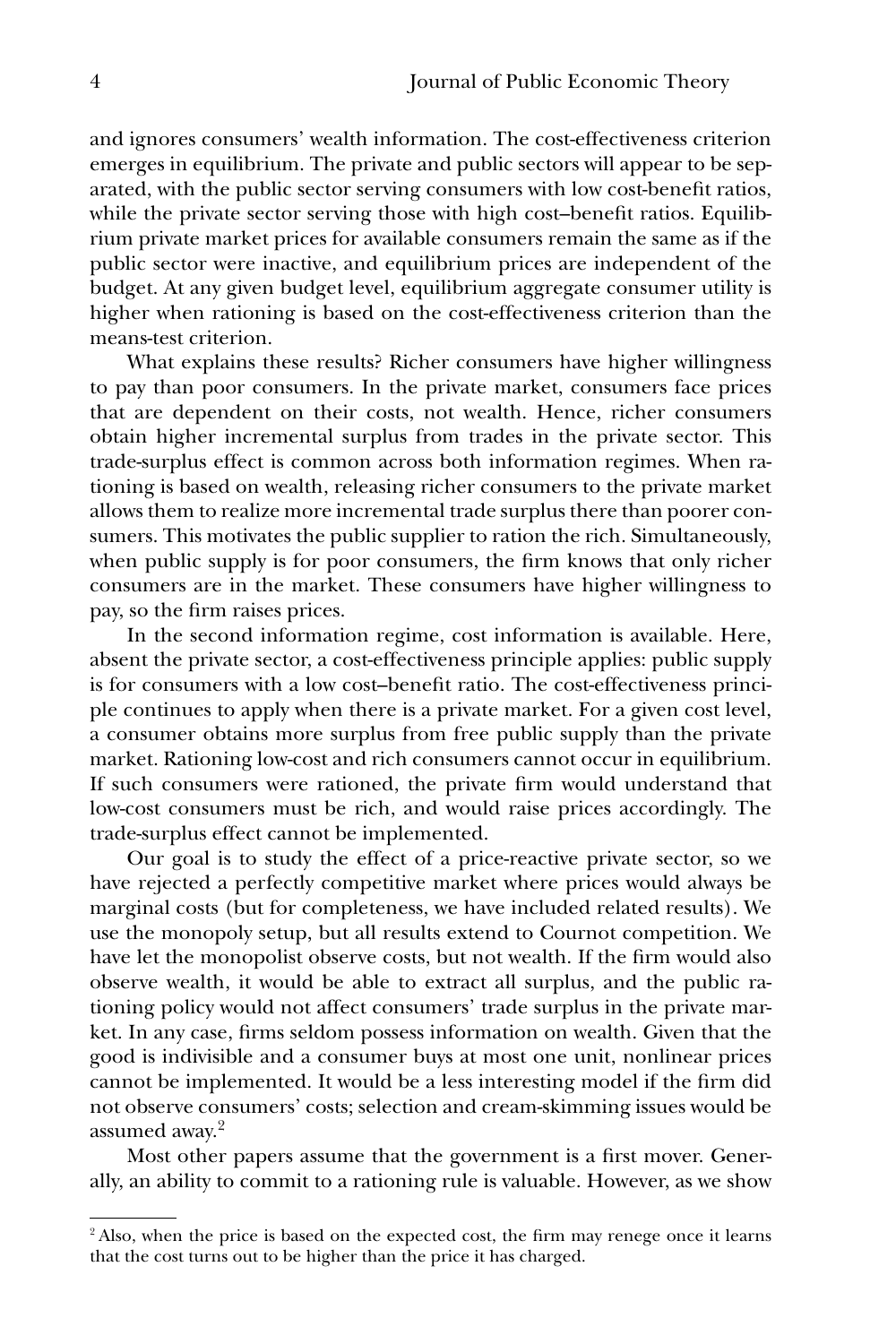and ignores consumers' wealth information. The cost-effectiveness criterion emerges in equilibrium. The private and public sectors will appear to be separated, with the public sector serving consumers with low cost-benefit ratios, while the private sector serving those with high cost–benefit ratios. Equilibrium private market prices for available consumers remain the same as if the public sector were inactive, and equilibrium prices are independent of the budget. At any given budget level, equilibrium aggregate consumer utility is higher when rationing is based on the cost-effectiveness criterion than the means-test criterion.

What explains these results? Richer consumers have higher willingness to pay than poor consumers. In the private market, consumers face prices that are dependent on their costs, not wealth. Hence, richer consumers obtain higher incremental surplus from trades in the private sector. This trade-surplus effect is common across both information regimes. When rationing is based on wealth, releasing richer consumers to the private market allows them to realize more incremental trade surplus there than poorer consumers. This motivates the public supplier to ration the rich. Simultaneously, when public supply is for poor consumers, the firm knows that only richer consumers are in the market. These consumers have higher willingness to pay, so the firm raises prices.

In the second information regime, cost information is available. Here, absent the private sector, a cost-effectiveness principle applies: public supply is for consumers with a low cost–benefit ratio. The cost-effectiveness principle continues to apply when there is a private market. For a given cost level, a consumer obtains more surplus from free public supply than the private market. Rationing low-cost and rich consumers cannot occur in equilibrium. If such consumers were rationed, the private firm would understand that low-cost consumers must be rich, and would raise prices accordingly. The trade-surplus effect cannot be implemented.

Our goal is to study the effect of a price-reactive private sector, so we have rejected a perfectly competitive market where prices would always be marginal costs (but for completeness, we have included related results). We use the monopoly setup, but all results extend to Cournot competition. We have let the monopolist observe costs, but not wealth. If the firm would also observe wealth, it would be able to extract all surplus, and the public rationing policy would not affect consumers' trade surplus in the private market. In any case, firms seldom possess information on wealth. Given that the good is indivisible and a consumer buys at most one unit, nonlinear prices cannot be implemented. It would be a less interesting model if the firm did not observe consumers' costs; selection and cream-skimming issues would be assumed away.[2]

Most other papers assume that the government is a first mover. Generally, an ability to commit to a rationing rule is valuable. However, as we show

---

[2] Also, when the price is based on the expected cost, the firm may renege once it learns that the cost turns out to be higher than the price it has charged.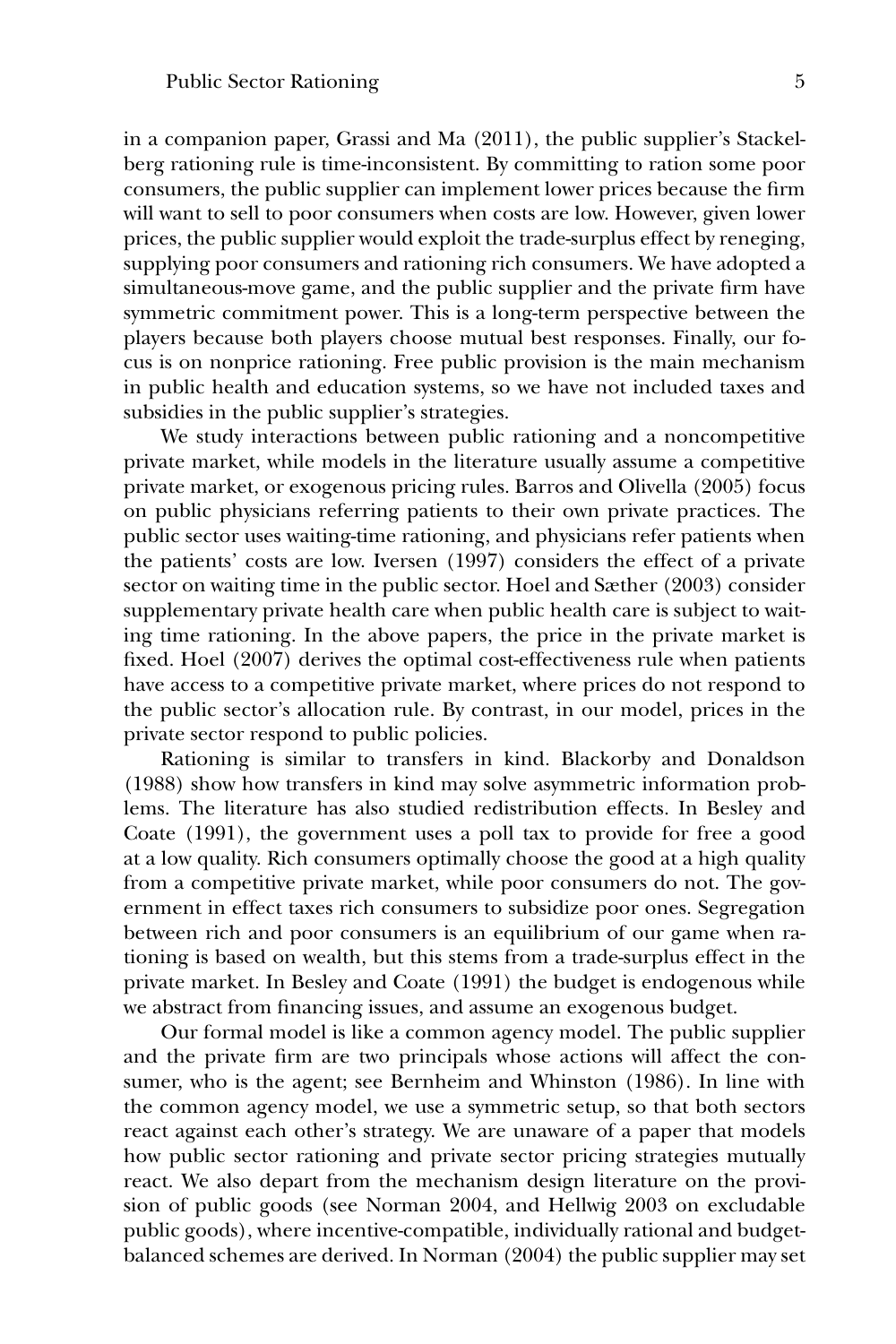in a companion paper, Grassi and Ma (2011), the public supplier's Stackelberg rationing rule is time-inconsistent. By committing to ration some poor consumers, the public supplier can implement lower prices because the firm will want to sell to poor consumers when costs are low. However, given lower prices, the public supplier would exploit the trade-surplus effect by reneging, supplying poor consumers and rationing rich consumers. We have adopted a simultaneous-move game, and the public supplier and the private firm have symmetric commitment power. This is a long-term perspective between the players because both players choose mutual best responses. Finally, our focus is on nonprice rationing. Free public provision is the main mechanism in public health and education systems, so we have not included taxes and subsidies in the public supplier's strategies.

We study interactions between public rationing and a noncompetitive private market, while models in the literature usually assume a competitive private market, or exogenous pricing rules. Barros and Olivella (2005) focus on public physicians referring patients to their own private practices. The public sector uses waiting-time rationing, and physicians refer patients when the patients' costs are low. Iversen (1997) considers the effect of a private sector on waiting time in the public sector. Hoel and Sæther (2003) consider supplementary private health care when public health care is subject to waiting time rationing. In the above papers, the price in the private market is fixed. Hoel (2007) derives the optimal cost-effectiveness rule when patients have access to a competitive private market, where prices do not respond to the public sector's allocation rule. By contrast, in our model, prices in the private sector respond to public policies.

Rationing is similar to transfers in kind. Blackorby and Donaldson (1988) show how transfers in kind may solve asymmetric information problems. The literature has also studied redistribution effects. In Besley and Coate (1991), the government uses a poll tax to provide for free a good at a low quality. Rich consumers optimally choose the good at a high quality from a competitive private market, while poor consumers do not. The government in effect taxes rich consumers to subsidize poor ones. Segregation between rich and poor consumers is an equilibrium of our game when rationing is based on wealth, but this stems from a trade-surplus effect in the private market. In Besley and Coate (1991) the budget is endogenous while we abstract from financing issues, and assume an exogenous budget.

Our formal model is like a common agency model. The public supplier and the private firm are two principals whose actions will affect the consumer, who is the agent; see Bernheim and Whinston (1986). In line with the common agency model, we use a symmetric setup, so that both sectors react against each other's strategy. We are unaware of a paper that models how public sector rationing and private sector pricing strategies mutually react. We also depart from the mechanism design literature on the provision of public goods (see Norman 2004, and Hellwig 2003 on excludable public goods), where incentive-compatible, individually rational and budget-balanced schemes are derived. In Norman (2004) the public supplier may set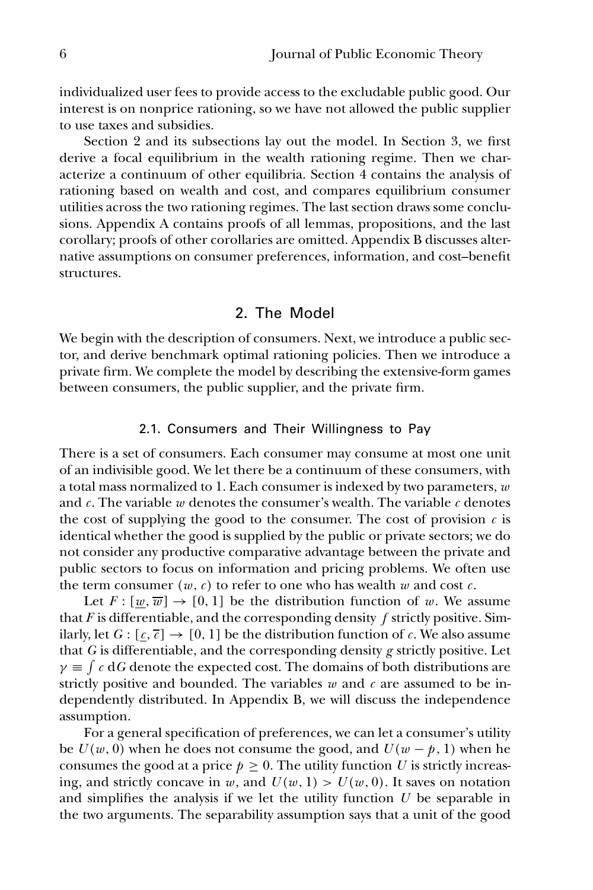individualized user fees to provide access to the excludable public good. Our interest is on nonprice rationing, so we have not allowed the public supplier to use taxes and subsidies.

Section 2 and its subsections lay out the model. In Section 3, we first derive a focal equilibrium in the wealth rationing regime. Then we characterize a continuum of other equilibria. Section 4 contains the analysis of rationing based on wealth and cost, and compares equilibrium consumer utilities across the two rationing regimes. The last section draws some conclusions. Appendix A contains proofs of all lemmas, propositions, and the last corollary; proofs of other corollaries are omitted. Appendix B discusses alternative assumptions on consumer preferences, information, and cost–benefit structures.

## 2. The Model

We begin with the description of consumers. Next, we introduce a public sector, and derive benchmark optimal rationing policies. Then we introduce a private firm. We complete the model by describing the extensive-form games between consumers, the public supplier, and the private firm.

### 2.1. Consumers and Their Willingness to Pay

There is a set of consumers. Each consumer may consume at most one unit of an indivisible good. We let there be a continuum of these consumers, with a total mass normalized to 1. Each consumer is indexed by two parameters, $w$ and $c$. The variable $w$ denotes the consumer's wealth. The variable $c$ denotes the cost of supplying the good to the consumer. The cost of provision $c$ is identical whether the good is supplied by the public or private sectors; we do not consider any productive comparative advantage between the private and public sectors to focus on information and pricing problems. We often use the term consumer $(w, c)$ to refer to one who has wealth $w$ and cost $c$.

Let $F : [\underline{w}, \overline{w}] \rightarrow [0, 1]$ be the distribution function of $w$. We assume that $F$ is differentiable, and the corresponding density $f$ strictly positive. Similarly, let $G : [\underline{c}, \overline{c}] \rightarrow [0, 1]$ be the distribution function of $c$. We also assume that $G$ is differentiable, and the corresponding density $g$ strictly positive. Let $\gamma \equiv \int c \, \mathrm{d}G$ denote the expected cost. The domains of both distributions are strictly positive and bounded. The variables $w$ and $c$ are assumed to be independently distributed. In Appendix B, we will discuss the independence assumption.

For a general specification of preferences, we can let a consumer's utility be $U(w, 0)$ when he does not consume the good, and $U(w - p, 1)$ when he consumes the good at a price $p \geq 0$. The utility function $U$ is strictly increasing, and strictly concave in $w$, and $U(w, 1) > U(w, 0)$. It saves on notation and simplifies the analysis if we let the utility function $U$ be separable in the two arguments. The separability assumption says that a unit of the good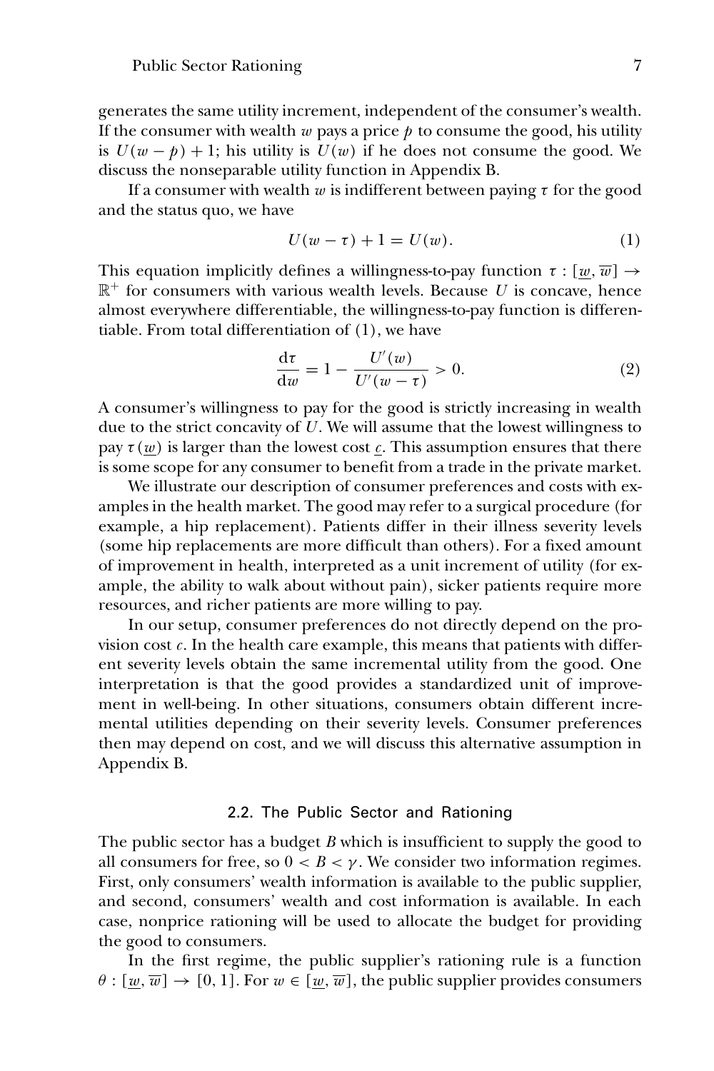generates the same utility increment, independent of the consumer's wealth. If the consumer with wealth $w$ pays a price $p$ to consume the good, his utility is $U(w - p) + 1$; his utility is $U(w)$ if he does not consume the good. We discuss the nonseparable utility function in Appendix B.

If a consumer with wealth $w$ is indifferent between paying $\tau$ for the good and the status quo, we have

$$U(w - \tau) + 1 = U(w). \tag{1}$$

This equation implicitly defines a willingness-to-pay function $\tau : [\underline{w}, \overline{w}] \to \mathbb{R}^+$ for consumers with various wealth levels. Because $U$ is concave, hence almost everywhere differentiable, the willingness-to-pay function is differentiable. From total differentiation of (1), we have

$$\frac{\mathrm{d}\tau}{\mathrm{d}w} = 1 - \frac{U'(w)}{U'(w - \tau)} > 0. \tag{2}$$

A consumer's willingness to pay for the good is strictly increasing in wealth due to the strict concavity of $U$. We will assume that the lowest willingness to pay $\tau(\underline{w})$ is larger than the lowest cost $\underline{c}$. This assumption ensures that there is some scope for any consumer to benefit from a trade in the private market.

We illustrate our description of consumer preferences and costs with examples in the health market. The good may refer to a surgical procedure (for example, a hip replacement). Patients differ in their illness severity levels (some hip replacements are more difficult than others). For a fixed amount of improvement in health, interpreted as a unit increment of utility (for example, the ability to walk about without pain), sicker patients require more resources, and richer patients are more willing to pay.

In our setup, consumer preferences do not directly depend on the provision cost $c$. In the health care example, this means that patients with different severity levels obtain the same incremental utility from the good. One interpretation is that the good provides a standardized unit of improvement in well-being. In other situations, consumers obtain different incremental utilities depending on their severity levels. Consumer preferences then may depend on cost, and we will discuss this alternative assumption in Appendix B.

### 2.2. The Public Sector and Rationing

The public sector has a budget $B$ which is insufficient to supply the good to all consumers for free, so $0 < B < \gamma$. We consider two information regimes. First, only consumers' wealth information is available to the public supplier, and second, consumers' wealth and cost information is available. In each case, nonprice rationing will be used to allocate the budget for providing the good to consumers.

In the first regime, the public supplier's rationing rule is a function $\theta : [\underline{w}, \overline{w}] \to [0, 1]$. For $w \in [\underline{w}, \overline{w}]$, the public supplier provides consumers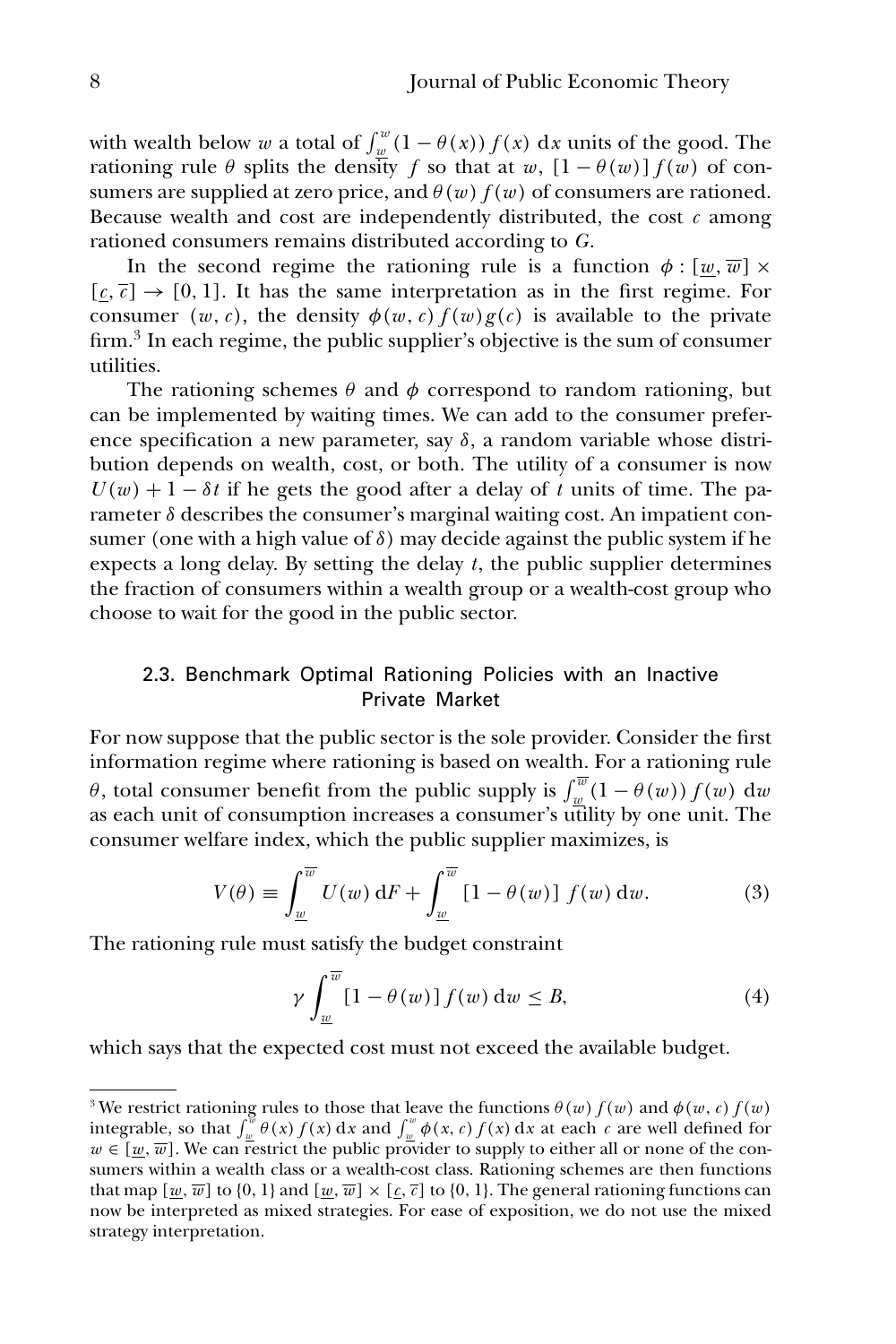with wealth below $w$ a total of $\int_{\underline{w}}^{w}(1-\theta(x))f(x)\,\mathrm{d}x$ units of the good. The rationing rule $\theta$ splits the density $f$ so that at $w$, $[1-\theta(w)]f(w)$ of consumers are supplied at zero price, and $\theta(w)f(w)$ of consumers are rationed. Because wealth and cost are independently distributed, the cost $c$ among rationed consumers remains distributed according to $G$.

In the second regime the rationing rule is a function $\phi : [\underline{w}, \overline{w}] \times [\underline{c}, \overline{c}] \rightarrow [0, 1]$. It has the same interpretation as in the first regime. For consumer $(w, c)$, the density $\phi(w, c)f(w)g(c)$ is available to the private firm.[3] In each regime, the public supplier's objective is the sum of consumer utilities.

The rationing schemes $\theta$ and $\phi$ correspond to random rationing, but can be implemented by waiting times. We can add to the consumer preference specification a new parameter, say $\delta$, a random variable whose distribution depends on wealth, cost, or both. The utility of a consumer is now $U(w) + 1 - \delta t$ if he gets the good after a delay of $t$ units of time. The parameter $\delta$ describes the consumer's marginal waiting cost. An impatient consumer (one with a high value of $\delta$) may decide against the public system if he expects a long delay. By setting the delay $t$, the public supplier determines the fraction of consumers within a wealth group or a wealth-cost group who choose to wait for the good in the public sector.

### 2.3. Benchmark Optimal Rationing Policies with an Inactive Private Market

For now suppose that the public sector is the sole provider. Consider the first information regime where rationing is based on wealth. For a rationing rule $\theta$, total consumer benefit from the public supply is $\int_{\underline{w}}^{\overline{w}}(1-\theta(w))f(w)\,\mathrm{d}w$ as each unit of consumption increases a consumer's utility by one unit. The consumer welfare index, which the public supplier maximizes, is

$$V(\theta) \equiv \int_{\underline{w}}^{\overline{w}} U(w)\,\mathrm{d}F + \int_{\underline{w}}^{\overline{w}} [1-\theta(w)]\,f(w)\,\mathrm{d}w. \tag{3}$$

The rationing rule must satisfy the budget constraint

$$\gamma \int_{\underline{w}}^{\overline{w}} [1-\theta(w)]\,f(w)\,\mathrm{d}w \leq B, \tag{4}$$

which says that the expected cost must not exceed the available budget.

---

[3] We restrict rationing rules to those that leave the functions $\theta(w)f(w)$ and $\phi(w, c)f(w)$ integrable, so that $\int_{\underline{w}}^{w}\theta(x)f(x)\,\mathrm{d}x$ and $\int_{\underline{w}}^{w}\phi(x, c)f(x)\,\mathrm{d}x$ at each $c$ are well defined for $w \in [\underline{w}, \overline{w}]$. We can restrict the public provider to supply to either all or none of the consumers within a wealth class or a wealth-cost class. Rationing schemes are then functions that map $[\underline{w}, \overline{w}]$ to $\{0, 1\}$ and $[\underline{w}, \overline{w}] \times [\underline{c}, \overline{c}]$ to $\{0, 1\}$. The general rationing functions can now be interpreted as mixed strategies. For ease of exposition, we do not use the mixed strategy interpretation.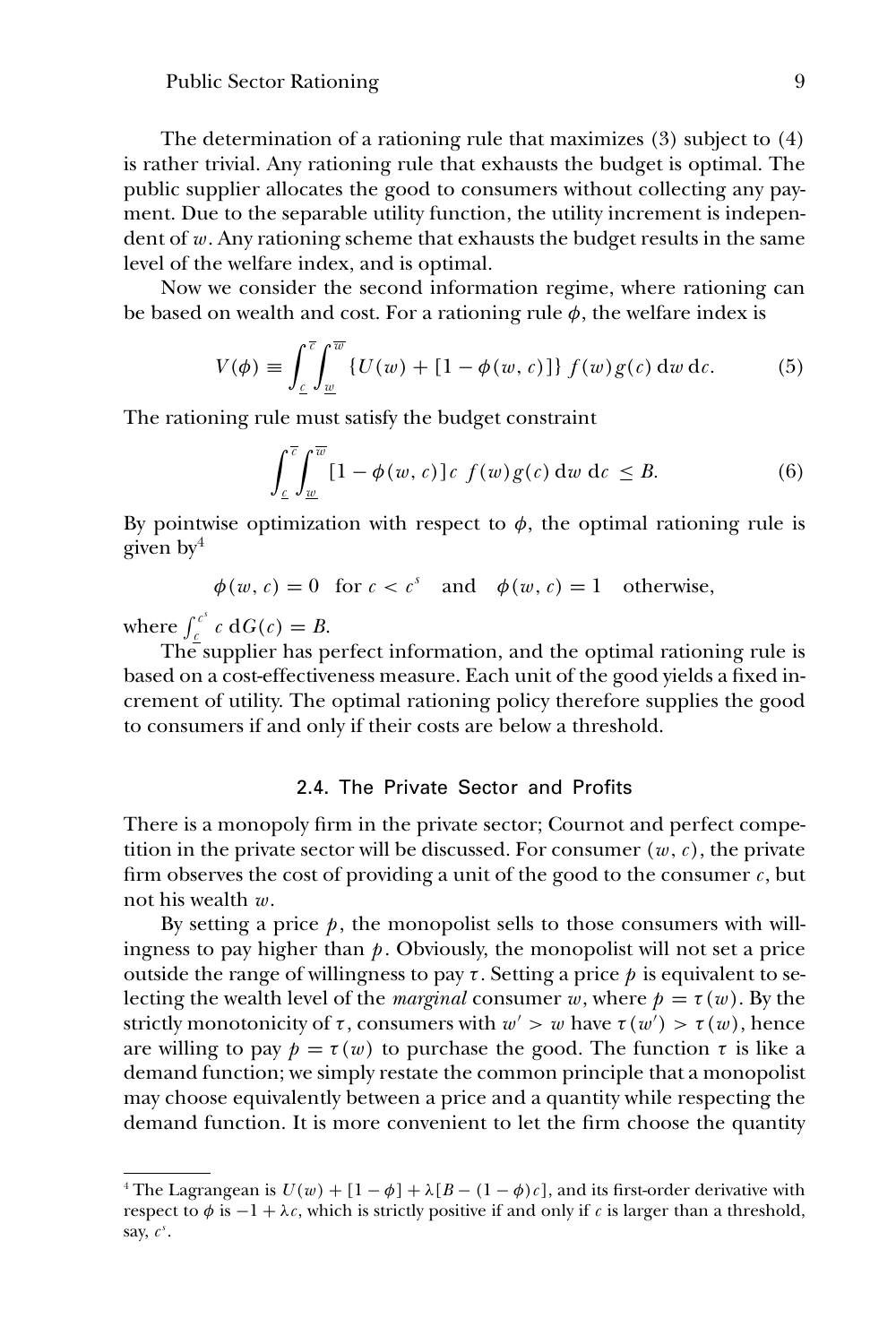The determination of a rationing rule that maximizes (3) subject to (4) is rather trivial. Any rationing rule that exhausts the budget is optimal. The public supplier allocates the good to consumers without collecting any payment. Due to the separable utility function, the utility increment is independent of $w$. Any rationing scheme that exhausts the budget results in the same level of the welfare index, and is optimal.

Now we consider the second information regime, where rationing can be based on wealth and cost. For a rationing rule $\phi$, the welfare index is

$$V(\phi) \equiv \int_{\underline{c}}^{\overline{c}} \int_{\underline{w}}^{\overline{w}} \{U(w) + [1 - \phi(w, c)]\} \, f(w) g(c) \, \mathrm{d}w \, \mathrm{d}c. \tag{5}$$

The rationing rule must satisfy the budget constraint

$$\int_{\underline{c}}^{\overline{c}} \int_{\underline{w}}^{\overline{w}} [1 - \phi(w, c)] c \; f(w) g(c) \, \mathrm{d}w \; \mathrm{d}c \; \leq B. \tag{6}$$

By pointwise optimization with respect to $\phi$, the optimal rationing rule is given by[4]

$$\phi(w, c) = 0 \quad \text{for } c < c^s \quad \text{and} \quad \phi(w, c) = 1 \quad \text{otherwise,}$$

where $\int_{\underline{c}}^{c^s} c \; \mathrm{d}G(c) = B$.

The supplier has perfect information, and the optimal rationing rule is based on a cost-effectiveness measure. Each unit of the good yields a fixed increment of utility. The optimal rationing policy therefore supplies the good to consumers if and only if their costs are below a threshold.

### 2.4. The Private Sector and Profits

There is a monopoly firm in the private sector; Cournot and perfect competition in the private sector will be discussed. For consumer $(w, c)$, the private firm observes the cost of providing a unit of the good to the consumer $c$, but not his wealth $w$.

By setting a price $p$, the monopolist sells to those consumers with willingness to pay higher than $p$. Obviously, the monopolist will not set a price outside the range of willingness to pay $\tau$. Setting a price $p$ is equivalent to selecting the wealth level of the *marginal* consumer $w$, where $p = \tau(w)$. By the strictly monotonicity of $\tau$, consumers with $w' > w$ have $\tau(w') > \tau(w)$, hence are willing to pay $p = \tau(w)$ to purchase the good. The function $\tau$ is like a demand function; we simply restate the common principle that a monopolist may choose equivalently between a price and a quantity while respecting the demand function. It is more convenient to let the firm choose the quantity

---

[4] The Lagrangean is $U(w) + [1 - \phi] + \lambda[B - (1 - \phi)c]$, and its first-order derivative with respect to $\phi$ is $-1 + \lambda c$, which is strictly positive if and only if $c$ is larger than a threshold, say, $c^s$.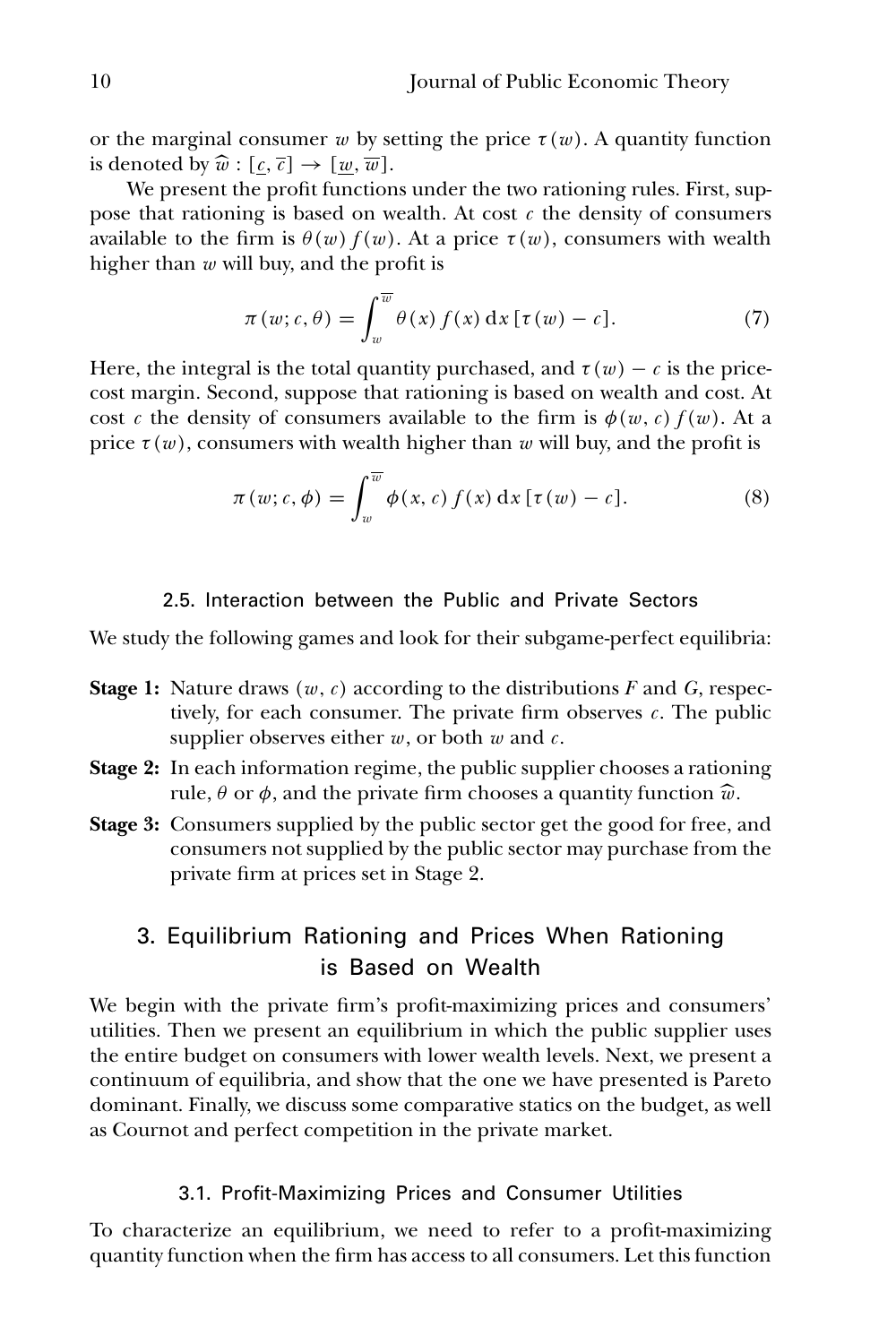or the marginal consumer $w$ by setting the price $\tau(w)$. A quantity function is denoted by $\widehat{w} : [\underline{c}, \overline{c}] \to [\underline{w}, \overline{w}]$.

We present the profit functions under the two rationing rules. First, suppose that rationing is based on wealth. At cost $c$ the density of consumers available to the firm is $\theta(w) f(w)$. At a price $\tau(w)$, consumers with wealth higher than $w$ will buy, and the profit is

$$\pi(w; c, \theta) = \int_{w}^{\overline{w}} \theta(x) f(x)\, \mathrm{d}x\, [\tau(w) - c]. \tag{7}$$

Here, the integral is the total quantity purchased, and $\tau(w) - c$ is the price-cost margin. Second, suppose that rationing is based on wealth and cost. At cost $c$ the density of consumers available to the firm is $\phi(w, c) f(w)$. At a price $\tau(w)$, consumers with wealth higher than $w$ will buy, and the profit is

$$\pi(w; c, \phi) = \int_{w}^{\overline{w}} \phi(x, c) f(x)\, \mathrm{d}x\, [\tau(w) - c]. \tag{8}$$

### 2.5. Interaction between the Public and Private Sectors

We study the following games and look for their subgame-perfect equilibria:

**Stage 1:** Nature draws $(w, c)$ according to the distributions $F$ and $G$, respectively, for each consumer. The private firm observes $c$. The public supplier observes either $w$, or both $w$ and $c$.

**Stage 2:** In each information regime, the public supplier chooses a rationing rule, $\theta$ or $\phi$, and the private firm chooses a quantity function $\widehat{w}$.

**Stage 3:** Consumers supplied by the public sector get the good for free, and consumers not supplied by the public sector may purchase from the private firm at prices set in Stage 2.

## 3. Equilibrium Rationing and Prices When Rationing is Based on Wealth

We begin with the private firm's profit-maximizing prices and consumers' utilities. Then we present an equilibrium in which the public supplier uses the entire budget on consumers with lower wealth levels. Next, we present a continuum of equilibria, and show that the one we have presented is Pareto dominant. Finally, we discuss some comparative statics on the budget, as well as Cournot and perfect competition in the private market.

### 3.1. Profit-Maximizing Prices and Consumer Utilities

To characterize an equilibrium, we need to refer to a profit-maximizing quantity function when the firm has access to all consumers. Let this function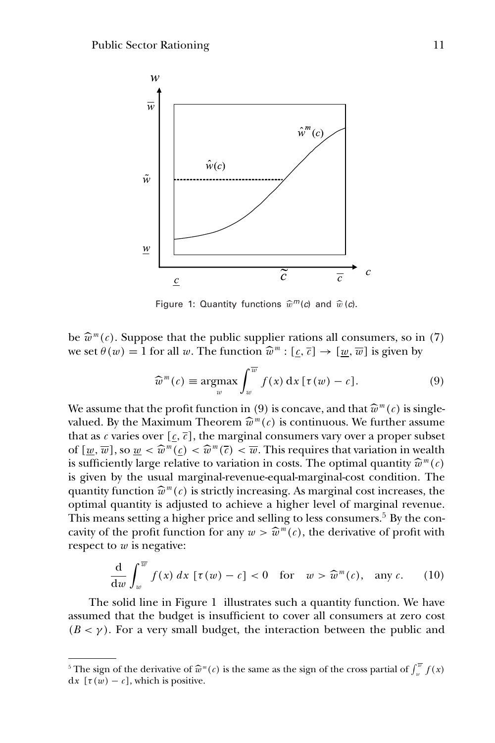Figure 1: Quantity functions $\widehat{w}^m(c)$ and $\widehat{w}(c)$.

be $\widehat{w}^m(c)$. Suppose that the public supplier rations all consumers, so in (7) we set $\theta(w) = 1$ for all $w$. The function $\widehat{w}^m : [\underline{c}, \overline{c}] \to [\underline{w}, \overline{w}]$ is given by

$$\widehat{w}^m(c) \equiv \underset{w}{\operatorname{argmax}} \int_w^{\overline{w}} f(x)\, \mathrm{d}x\, [\tau(w) - c]. \tag{9}$$

We assume that the profit function in (9) is concave, and that $\widehat{w}^m(c)$ is single-valued. By the Maximum Theorem $\widehat{w}^m(c)$ is continuous. We further assume that as $c$ varies over $[\underline{c}, \overline{c}]$, the marginal consumers vary over a proper subset of $[\underline{w}, \overline{w}]$, so $\underline{w} < \widehat{w}^m(\underline{c}) < \widehat{w}^m(\overline{c}) < \overline{w}$. This requires that variation in wealth is sufficiently large relative to variation in costs. The optimal quantity $\widehat{w}^m(c)$ is given by the usual marginal-revenue-equal-marginal-cost condition. The quantity function $\widehat{w}^m(c)$ is strictly increasing. As marginal cost increases, the optimal quantity is adjusted to achieve a higher level of marginal revenue. This means setting a higher price and selling to less consumers.[5] By the concavity of the profit function for any $w > \widehat{w}^m(c)$, the derivative of profit with respect to $w$ is negative:

$$\frac{\mathrm{d}}{\mathrm{d}w} \int_w^{\overline{w}} f(x)\, dx\, [\tau(w) - c] < 0 \quad \text{for} \quad w > \widehat{w}^m(c), \quad \text{any } c. \tag{10}$$

The solid line in Figure 1 illustrates such a quantity function. We have assumed that the budget is insufficient to cover all consumers at zero cost $(B < \gamma)$. For a very small budget, the interaction between the public and

[5] The sign of the derivative of $\widehat{w}^m(c)$ is the same as the sign of the cross partial of $\int_w^{\overline{w}} f(x)\, \mathrm{d}x\, [\tau(w) - c]$, which is positive.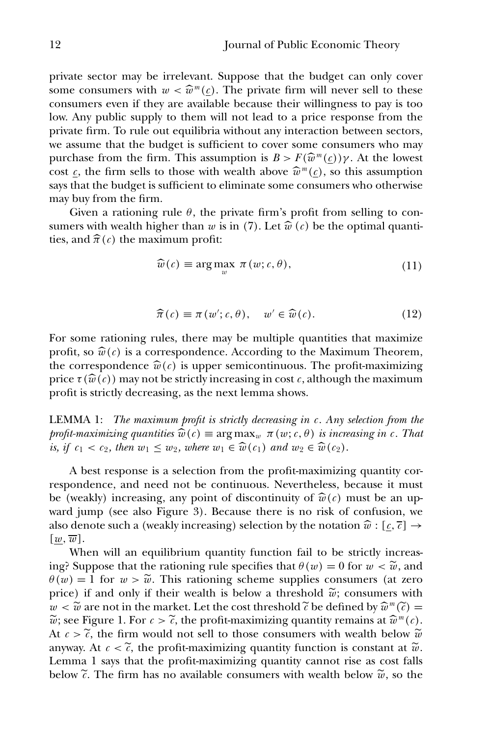private sector may be irrelevant. Suppose that the budget can only cover some consumers with $w < \widehat{w}^m(\underline{c})$. The private firm will never sell to these consumers even if they are available because their willingness to pay is too low. Any public supply to them will not lead to a price response from the private firm. To rule out equilibria without any interaction between sectors, we assume that the budget is sufficient to cover some consumers who may purchase from the firm. This assumption is $B > F(\widehat{w}^m(\underline{c}))\gamma$. At the lowest cost $\underline{c}$, the firm sells to those with wealth above $\widehat{w}^m(\underline{c})$, so this assumption says that the budget is sufficient to eliminate some consumers who otherwise may buy from the firm.

Given a rationing rule $\theta$, the private firm's profit from selling to consumers with wealth higher than $w$ is in (7). Let $\widehat{w}(c)$ be the optimal quantities, and $\widehat{\pi}(c)$ the maximum profit:

$$\widehat{w}(c) \equiv \arg\max_{w} \pi(w; c, \theta), \tag{11}$$

$$\widehat{\pi}(c) \equiv \pi(w'; c, \theta), \quad w' \in \widehat{w}(c). \tag{12}$$

For some rationing rules, there may be multiple quantities that maximize profit, so $\widehat{w}(c)$ is a correspondence. According to the Maximum Theorem, the correspondence $\widehat{w}(c)$ is upper semicontinuous. The profit-maximizing price $\tau(\widehat{w}(c))$ may not be strictly increasing in cost $c$, although the maximum profit is strictly decreasing, as the next lemma shows.

LEMMA 1: *The maximum profit is strictly decreasing in $c$. Any selection from the profit-maximizing quantities $\widehat{w}(c) \equiv \arg\max_w \pi(w; c, \theta)$ is increasing in $c$. That is, if $c_1 < c_2$, then $w_1 \leq w_2$, where $w_1 \in \widehat{w}(c_1)$ and $w_2 \in \widehat{w}(c_2)$.*

A best response is a selection from the profit-maximizing quantity correspondence, and need not be continuous. Nevertheless, because it must be (weakly) increasing, any point of discontinuity of $\widehat{w}(c)$ must be an upward jump (see also Figure 3). Because there is no risk of confusion, we also denote such a (weakly increasing) selection by the notation $\widehat{w} : [\underline{c}, \overline{c}] \rightarrow [\underline{w}, \overline{w}]$.

When will an equilibrium quantity function fail to be strictly increasing? Suppose that the rationing rule specifies that $\theta(w) = 0$ for $w < \widetilde{w}$, and $\theta(w) = 1$ for $w > \widetilde{w}$. This rationing scheme supplies consumers (at zero price) if and only if their wealth is below a threshold $\widetilde{w}$; consumers with $w < \widetilde{w}$ are not in the market. Let the cost threshold $\widetilde{c}$ be defined by $\widehat{w}^m(\widetilde{c}) = \widetilde{w}$; see Figure 1. For $c > \widetilde{c}$, the profit-maximizing quantity remains at $\widehat{w}^m(c)$. At $c > \widetilde{c}$, the firm would not sell to those consumers with wealth below $\widetilde{w}$ anyway. At $c < \widetilde{c}$, the profit-maximizing quantity function is constant at $\widetilde{w}$. Lemma 1 says that the profit-maximizing quantity cannot rise as cost falls below $\widetilde{c}$. The firm has no available consumers with wealth below $\widetilde{w}$, so the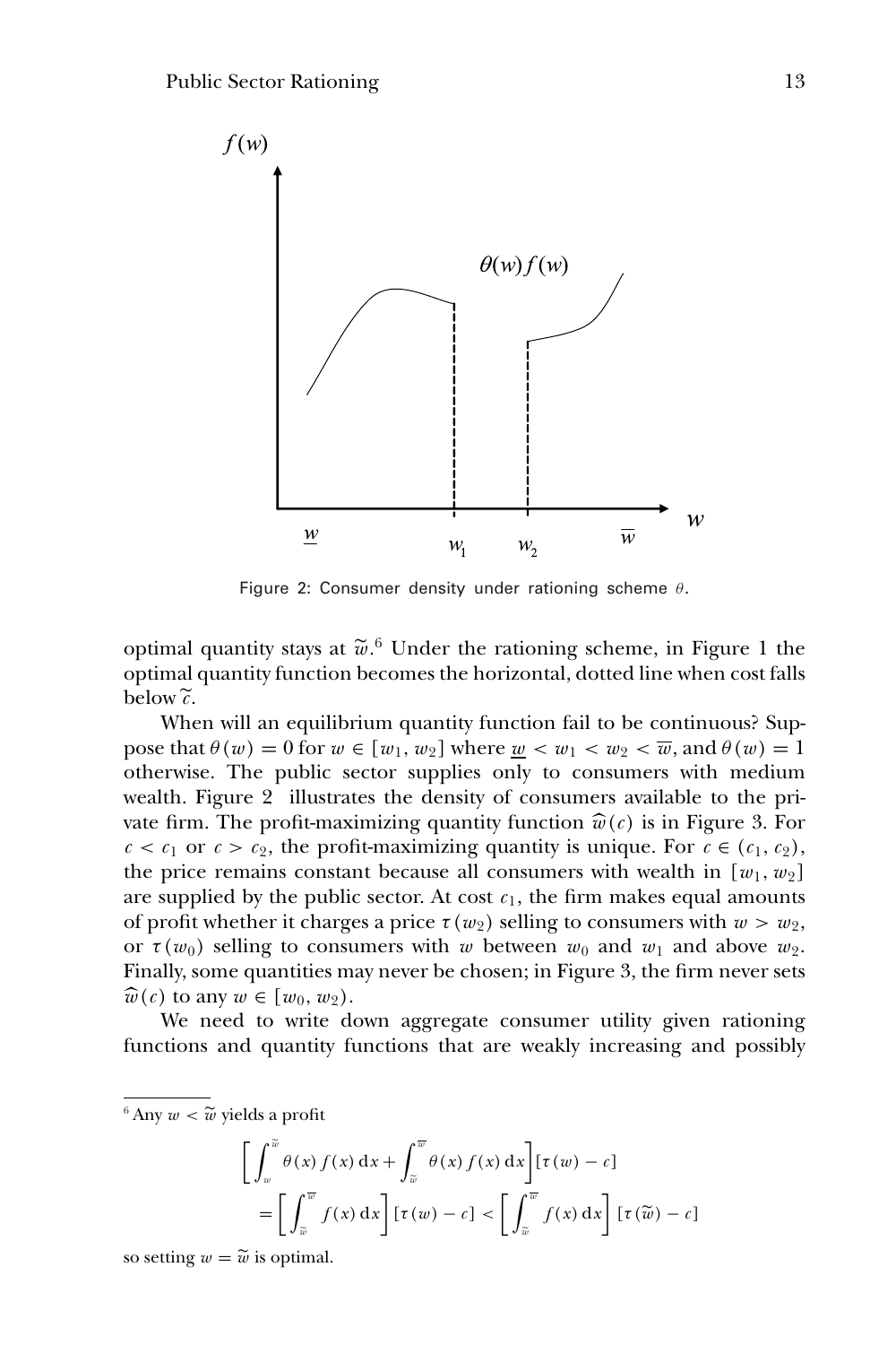Figure 2: Consumer density under rationing scheme $\theta$.

optimal quantity stays at $\widetilde{w}$.[6] Under the rationing scheme, in Figure 1 the optimal quantity function becomes the horizontal, dotted line when cost falls below $\widetilde{c}$.

When will an equilibrium quantity function fail to be continuous? Suppose that $\theta(w) = 0$ for $w \in [w_1, w_2]$ where $\underline{w} < w_1 < w_2 < \overline{w}$, and $\theta(w) = 1$ otherwise. The public sector supplies only to consumers with medium wealth. Figure 2 illustrates the density of consumers available to the private firm. The profit-maximizing quantity function $\widehat{w}(c)$ is in Figure 3. For $c < c_1$ or $c > c_2$, the profit-maximizing quantity is unique. For $c \in (c_1, c_2)$, the price remains constant because all consumers with wealth in $[w_1, w_2]$ are supplied by the public sector. At cost $c_1$, the firm makes equal amounts of profit whether it charges a price $\tau(w_2)$ selling to consumers with $w > w_2$, or $\tau(w_0)$ selling to consumers with $w$ between $w_0$ and $w_1$ and above $w_2$. Finally, some quantities may never be chosen; in Figure 3, the firm never sets $\widehat{w}(c)$ to any $w \in [w_0, w_2)$.

We need to write down aggregate consumer utility given rationing functions and quantity functions that are weakly increasing and possibly

[6] Any $w < \widetilde{w}$ yields a profit

$$\left[\int_{w}^{\widetilde{w}} \theta(x)\, f(x)\, \mathrm{d}x + \int_{\widetilde{w}}^{\overline{w}} \theta(x)\, f(x)\, \mathrm{d}x\right][\tau(w) - c]$$
$$= \left[\int_{\widetilde{w}}^{\overline{w}} f(x)\, \mathrm{d}x\right][\tau(w) - c] < \left[\int_{\widetilde{w}}^{\overline{w}} f(x)\, \mathrm{d}x\right][\tau(\widetilde{w}) - c]$$

so setting $w = \widetilde{w}$ is optimal.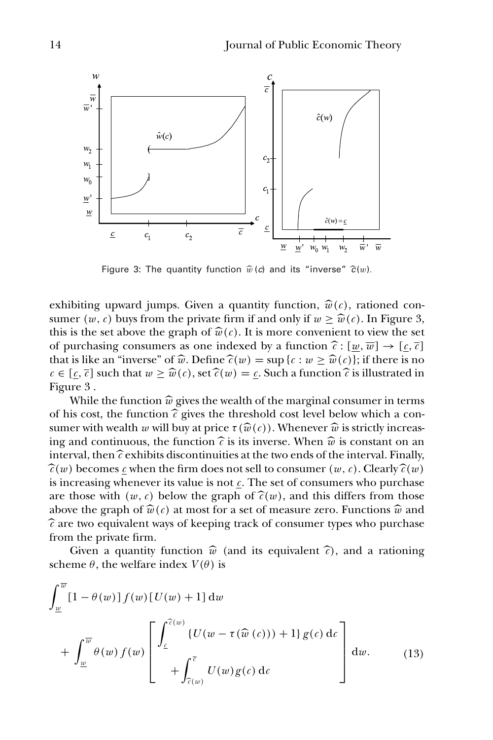Figure 3: The quantity function $\widehat{w}(c)$ and its "inverse" $\widehat{c}(w)$.

exhibiting upward jumps. Given a quantity function, $\widehat{w}(c)$, rationed consumer $(w, c)$ buys from the private firm if and only if $w \geq \widehat{w}(c)$. In Figure 3, this is the set above the graph of $\widehat{w}(c)$. It is more convenient to view the set of purchasing consumers as one indexed by a function $\widehat{c} : [\underline{w}, \overline{w}] \to [\underline{c}, \overline{c}]$ that is like an "inverse" of $\widehat{w}$. Define $\widehat{c}(w) = \sup\{c : w \geq \widehat{w}(c)\}$; if there is no $c \in [\underline{c}, \overline{c}]$ such that $w \geq \widehat{w}(c)$, set $\widehat{c}(w) = \underline{c}$. Such a function $\widehat{c}$ is illustrated in Figure 3 .

While the function $\widehat{w}$ gives the wealth of the marginal consumer in terms of his cost, the function $\widehat{c}$ gives the threshold cost level below which a consumer with wealth $w$ will buy at price $\tau(\widehat{w}(c))$. Whenever $\widehat{w}$ is strictly increasing and continuous, the function $\widehat{c}$ is its inverse. When $\widehat{w}$ is constant on an interval, then $\widehat{c}$ exhibits discontinuities at the two ends of the interval. Finally, $\widehat{c}(w)$ becomes $\underline{c}$ when the firm does not sell to consumer $(w, c)$. Clearly $\widehat{c}(w)$ is increasing whenever its value is not $\underline{c}$. The set of consumers who purchase are those with $(w, c)$ below the graph of $\widehat{c}(w)$, and this differs from those above the graph of $\widehat{w}(c)$ at most for a set of measure zero. Functions $\widehat{w}$ and $\widehat{c}$ are two equivalent ways of keeping track of consumer types who purchase from the private firm.

Given a quantity function $\widehat{w}$ (and its equivalent $\widehat{c}$), and a rationing scheme $\theta$, the welfare index $V(\theta)$ is

$$\int_{\underline{w}}^{\overline{w}} [1 - \theta(w)] f(w) [U(w) + 1] \, \mathrm{d}w + \int_{\underline{w}}^{\overline{w}} \theta(w) f(w) \left[ \begin{array}{c} \displaystyle\int_{\underline{c}}^{\widehat{c}(w)} \{U(w - \tau(\widehat{w}(c))) + 1\} g(c) \, \mathrm{d}c \\ \displaystyle + \int_{\widehat{c}(w)}^{\overline{c}} U(w) g(c) \, \mathrm{d}c \end{array} \right] \mathrm{d}w. \tag{13}$$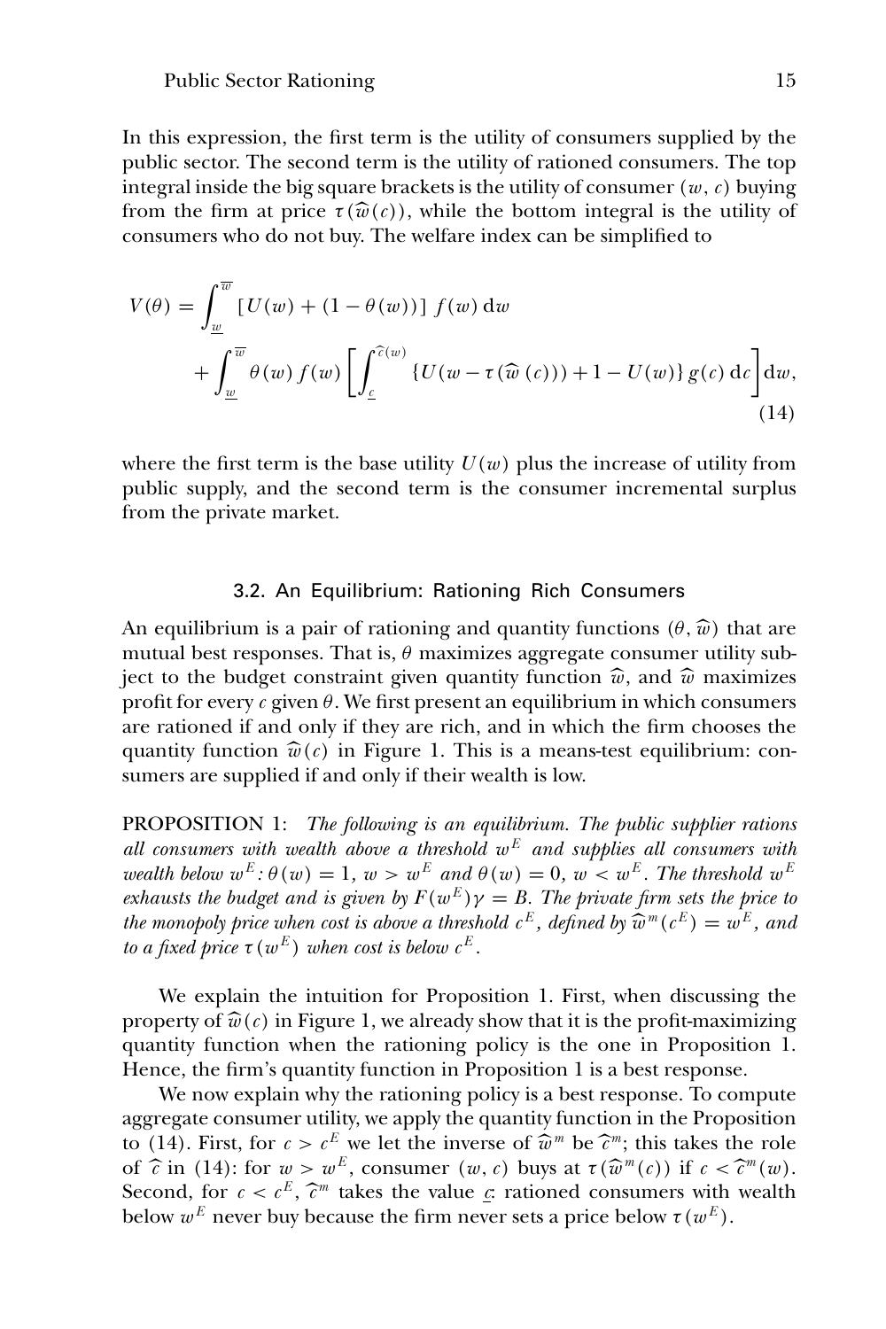In this expression, the first term is the utility of consumers supplied by the public sector. The second term is the utility of rationed consumers. The top integral inside the big square brackets is the utility of consumer $(w, c)$ buying from the firm at price $\tau(\widehat{w}(c))$, while the bottom integral is the utility of consumers who do not buy. The welfare index can be simplified to

$$
\begin{aligned}
V(\theta) = & \int_{\underline{w}}^{\overline{w}} [U(w) + (1 - \theta(w))] f(w) \, \mathrm{d}w \\
& + \int_{\underline{w}}^{\overline{w}} \theta(w) f(w) \left[ \int_{\underline{c}}^{\widehat{c}(w)} \{U(w - \tau(\widehat{w}(c))) + 1 - U(w)\} g(c) \, \mathrm{d}c \right] \mathrm{d}w,
\end{aligned}
\tag{14}
$$

where the first term is the base utility $U(w)$ plus the increase of utility from public supply, and the second term is the consumer incremental surplus from the private market.

### 3.2. An Equilibrium: Rationing Rich Consumers

An equilibrium is a pair of rationing and quantity functions $(\theta, \widehat{w})$ that are mutual best responses. That is, $\theta$ maximizes aggregate consumer utility subject to the budget constraint given quantity function $\widehat{w}$, and $\widehat{w}$ maximizes profit for every $c$ given $\theta$. We first present an equilibrium in which consumers are rationed if and only if they are rich, and in which the firm chooses the quantity function $\widehat{w}(c)$ in Figure 1. This is a means-test equilibrium: consumers are supplied if and only if their wealth is low.

PROPOSITION 1: *The following is an equilibrium. The public supplier rations all consumers with wealth above a threshold $w^E$ and supplies all consumers with wealth below $w^E$: $\theta(w) = 1$, $w > w^E$ and $\theta(w) = 0$, $w < w^E$. The threshold $w^E$ exhausts the budget and is given by $F(w^E)\gamma = B$. The private firm sets the price to the monopoly price when cost is above a threshold $c^E$, defined by $\widehat{w}^m(c^E) = w^E$, and to a fixed price $\tau(w^E)$ when cost is below $c^E$.*

We explain the intuition for Proposition 1. First, when discussing the property of $\widehat{w}(c)$ in Figure 1, we already show that it is the profit-maximizing quantity function when the rationing policy is the one in Proposition 1. Hence, the firm's quantity function in Proposition 1 is a best response.

We now explain why the rationing policy is a best response. To compute aggregate consumer utility, we apply the quantity function in the Proposition to (14). First, for $c > c^E$ we let the inverse of $\widehat{w}^m$ be $\widehat{c}^m$; this takes the role of $\widehat{c}$ in (14): for $w > w^E$, consumer $(w, c)$ buys at $\tau(\widehat{w}^m(c))$ if $c < \widehat{c}^m(w)$. Second, for $c < c^E$, $\widehat{c}^m$ takes the value $\underline{c}$: rationed consumers with wealth below $w^E$ never buy because the firm never sets a price below $\tau(w^E)$.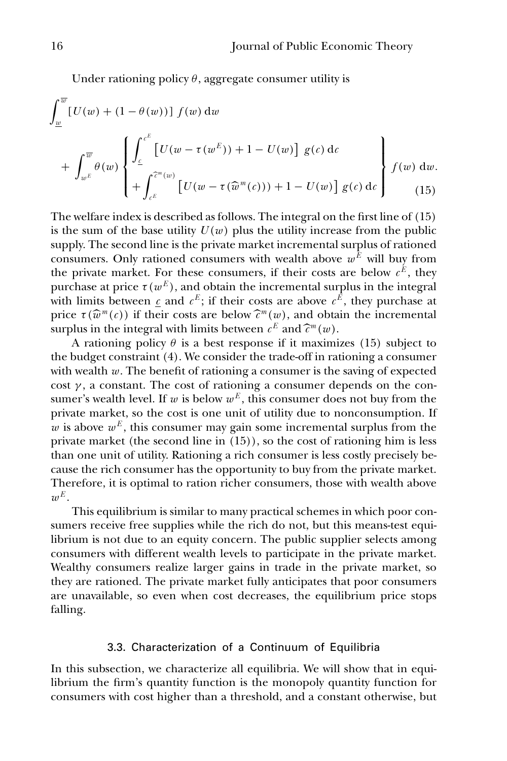Under rationing policy $\theta$, aggregate consumer utility is

$$\int_{\underline{w}}^{\overline{w}} [U(w) + (1 - \theta(w))] \, f(w) \, \mathrm{d}w$$

$$+ \int_{w^E}^{\overline{w}} \theta(w) \left\{ \begin{array}{l} \displaystyle\int_{\underline{c}}^{c^E} \left[U(w - \tau(w^E)) + 1 - U(w)\right] \, g(c) \, \mathrm{d}c \\ \displaystyle + \int_{c^E}^{\widehat{c}^m(w)} \left[U(w - \tau(\widehat{w}^m(c))) + 1 - U(w)\right] \, g(c) \, \mathrm{d}c \end{array} \right\} f(w) \, \mathrm{d}w. \tag{15}$$

The welfare index is described as follows. The integral on the first line of (15) is the sum of the base utility $U(w)$ plus the utility increase from the public supply. The second line is the private market incremental surplus of rationed consumers. Only rationed consumers with wealth above $w^E$ will buy from the private market. For these consumers, if their costs are below $c^E$, they purchase at price $\tau(w^E)$, and obtain the incremental surplus in the integral with limits between $\underline{c}$ and $c^E$; if their costs are above $c^E$, they purchase at price $\tau(\widehat{w}^m(c))$ if their costs are below $\widehat{c}^m(w)$, and obtain the incremental surplus in the integral with limits between $c^E$ and $\widehat{c}^m(w)$.

A rationing policy $\theta$ is a best response if it maximizes (15) subject to the budget constraint (4). We consider the trade-off in rationing a consumer with wealth $w$. The benefit of rationing a consumer is the saving of expected cost $\gamma$, a constant. The cost of rationing a consumer depends on the consumer's wealth level. If $w$ is below $w^E$, this consumer does not buy from the private market, so the cost is one unit of utility due to nonconsumption. If $w$ is above $w^E$, this consumer may gain some incremental surplus from the private market (the second line in (15)), so the cost of rationing him is less than one unit of utility. Rationing a rich consumer is less costly precisely because the rich consumer has the opportunity to buy from the private market. Therefore, it is optimal to ration richer consumers, those with wealth above $w^E$.

This equilibrium is similar to many practical schemes in which poor consumers receive free supplies while the rich do not, but this means-test equilibrium is not due to an equity concern. The public supplier selects among consumers with different wealth levels to participate in the private market. Wealthy consumers realize larger gains in trade in the private market, so they are rationed. The private market fully anticipates that poor consumers are unavailable, so even when cost decreases, the equilibrium price stops falling.

### 3.3. Characterization of a Continuum of Equilibria

In this subsection, we characterize all equilibria. We will show that in equilibrium the firm's quantity function is the monopoly quantity function for consumers with cost higher than a threshold, and a constant otherwise, but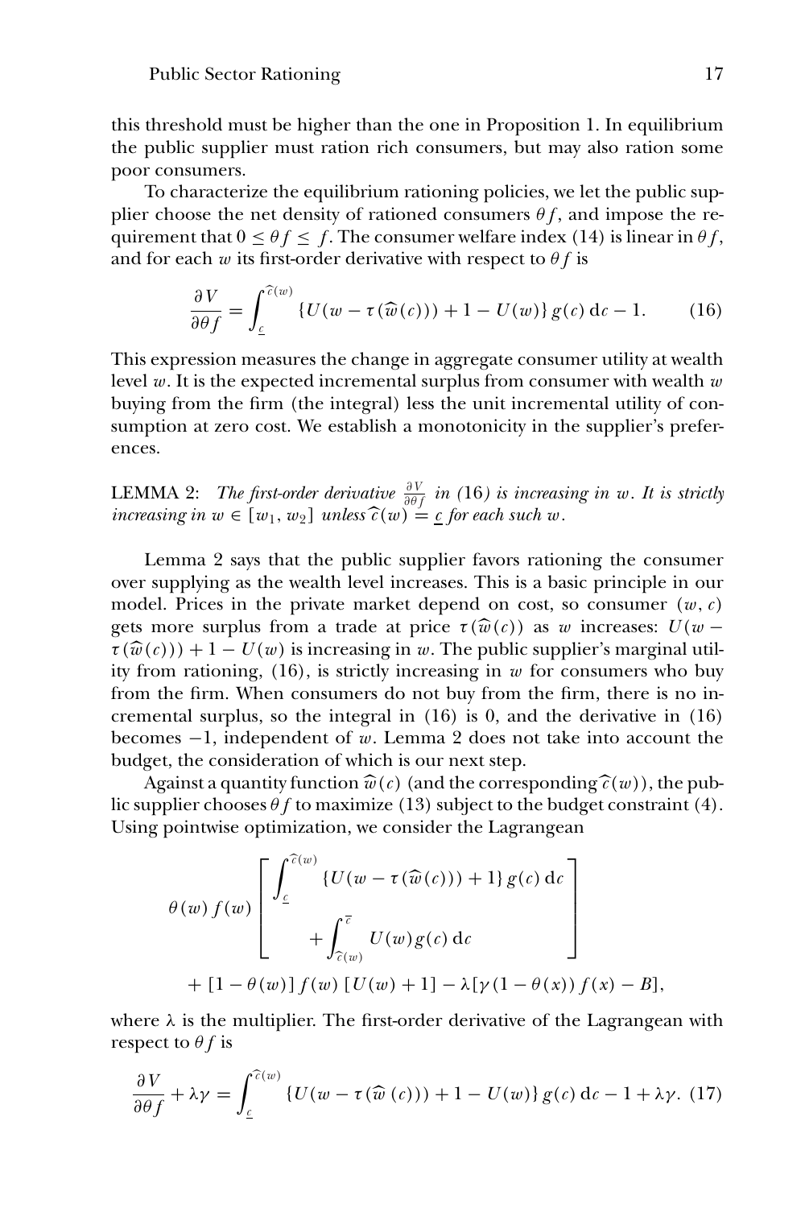this threshold must be higher than the one in Proposition 1. In equilibrium the public supplier must ration rich consumers, but may also ration some poor consumers.

To characterize the equilibrium rationing policies, we let the public supplier choose the net density of rationed consumers $\theta f$, and impose the requirement that $0 \leq \theta f \leq f$. The consumer welfare index (14) is linear in $\theta f$, and for each $w$ its first-order derivative with respect to $\theta f$ is

$$\frac{\partial V}{\partial \theta f} = \int_{\underline{c}}^{\widehat{c}(w)} \{U(w - \tau(\widehat{w}(c))) + 1 - U(w)\} g(c) \, \mathrm{d}c - 1. \tag{16}$$

This expression measures the change in aggregate consumer utility at wealth level $w$. It is the expected incremental surplus from consumer with wealth $w$ buying from the firm (the integral) less the unit incremental utility of consumption at zero cost. We establish a monotonicity in the supplier's preferences.

LEMMA 2: *The first-order derivative $\frac{\partial V}{\partial \theta f}$ in (16) is increasing in $w$. It is strictly increasing in $w \in [w_1, w_2]$ unless $\widehat{c}(w) = \underline{c}$ for each such $w$.*

Lemma 2 says that the public supplier favors rationing the consumer over supplying as the wealth level increases. This is a basic principle in our model. Prices in the private market depend on cost, so consumer $(w, c)$ gets more surplus from a trade at price $\tau(\widehat{w}(c))$ as $w$ increases: $U(w - \tau(\widehat{w}(c))) + 1 - U(w)$ is increasing in $w$. The public supplier's marginal utility from rationing, (16), is strictly increasing in $w$ for consumers who buy from the firm. When consumers do not buy from the firm, there is no incremental surplus, so the integral in (16) is 0, and the derivative in (16) becomes $-1$, independent of $w$. Lemma 2 does not take into account the budget, the consideration of which is our next step.

Against a quantity function $\widehat{w}(c)$ (and the corresponding $\widehat{c}(w)$), the public supplier chooses $\theta f$ to maximize (13) subject to the budget constraint (4). Using pointwise optimization, we consider the Lagrangean

$$\theta(w) f(w) \left[ \int_{\underline{c}}^{\widehat{c}(w)} \{U(w - \tau(\widehat{w}(c))) + 1\} g(c) \, \mathrm{d}c + \int_{\widehat{c}(w)}^{\overline{c}} U(w) g(c) \, \mathrm{d}c \right]$$
$$+ [1 - \theta(w)] f(w) [U(w) + 1] - \lambda[\gamma(1 - \theta(x)) f(x) - B],$$

where $\lambda$ is the multiplier. The first-order derivative of the Lagrangean with respect to $\theta f$ is

$$\frac{\partial V}{\partial \theta f} + \lambda \gamma = \int_{\underline{c}}^{\widehat{c}(w)} \{U(w - \tau(\widehat{w}(c))) + 1 - U(w)\} g(c) \, \mathrm{d}c - 1 + \lambda \gamma. \tag{17}$$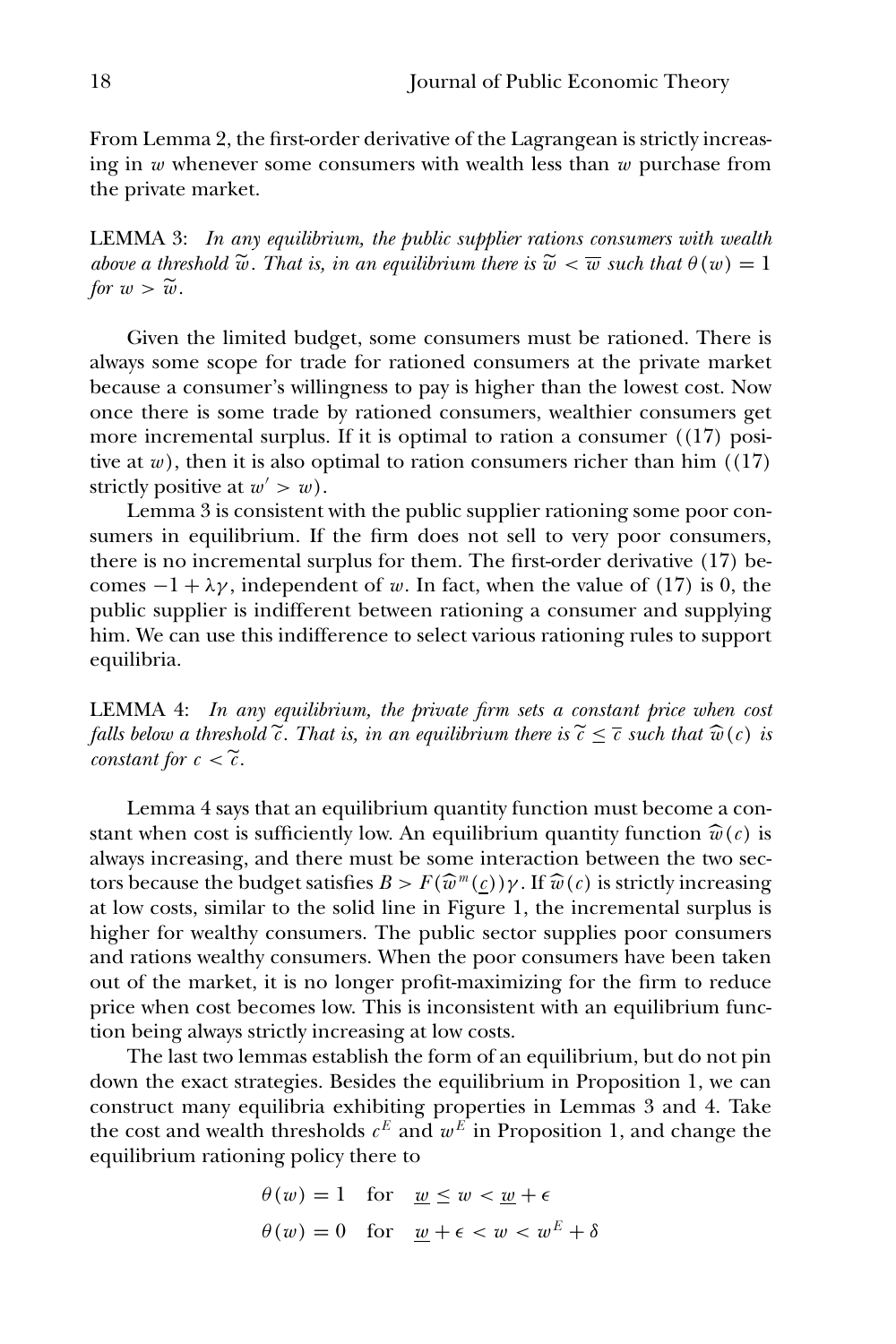From Lemma 2, the first-order derivative of the Lagrangean is strictly increasing in $w$ whenever some consumers with wealth less than $w$ purchase from the private market.

LEMMA 3: *In any equilibrium, the public supplier rations consumers with wealth above a threshold* $\widetilde{w}$. *That is, in an equilibrium there is* $\widetilde{w} < \overline{w}$ *such that* $\theta(w) = 1$ *for* $w > \widetilde{w}$.

Given the limited budget, some consumers must be rationed. There is always some scope for trade for rationed consumers at the private market because a consumer's willingness to pay is higher than the lowest cost. Now once there is some trade by rationed consumers, wealthier consumers get more incremental surplus. If it is optimal to ration a consumer ((17) positive at $w$), then it is also optimal to ration consumers richer than him ((17) strictly positive at $w' > w$).

Lemma 3 is consistent with the public supplier rationing some poor consumers in equilibrium. If the firm does not sell to very poor consumers, there is no incremental surplus for them. The first-order derivative (17) becomes $-1 + \lambda\gamma$, independent of $w$. In fact, when the value of (17) is 0, the public supplier is indifferent between rationing a consumer and supplying him. We can use this indifference to select various rationing rules to support equilibria.

LEMMA 4: *In any equilibrium, the private firm sets a constant price when cost falls below a threshold* $\widetilde{c}$. *That is, in an equilibrium there is* $\widetilde{c} \leq \overline{c}$ *such that* $\widehat{w}(c)$ *is constant for* $c < \widetilde{c}$.

Lemma 4 says that an equilibrium quantity function must become a constant when cost is sufficiently low. An equilibrium quantity function $\widehat{w}(c)$ is always increasing, and there must be some interaction between the two sectors because the budget satisfies $B > F(\widehat{w}^m(\underline{c}))\gamma$. If $\widehat{w}(c)$ is strictly increasing at low costs, similar to the solid line in Figure 1, the incremental surplus is higher for wealthy consumers. The public sector supplies poor consumers and rations wealthy consumers. When the poor consumers have been taken out of the market, it is no longer profit-maximizing for the firm to reduce price when cost becomes low. This is inconsistent with an equilibrium function being always strictly increasing at low costs.

The last two lemmas establish the form of an equilibrium, but do not pin down the exact strategies. Besides the equilibrium in Proposition 1, we can construct many equilibria exhibiting properties in Lemmas 3 and 4. Take the cost and wealth thresholds $c^E$ and $w^E$ in Proposition 1, and change the equilibrium rationing policy there to

$$
\begin{aligned}
\theta(w) &= 1 \quad \text{for} \quad \underline{w} \leq w < \underline{w} + \epsilon \\
\theta(w) &= 0 \quad \text{for} \quad \underline{w} + \epsilon < w < w^E + \delta
\end{aligned}
$$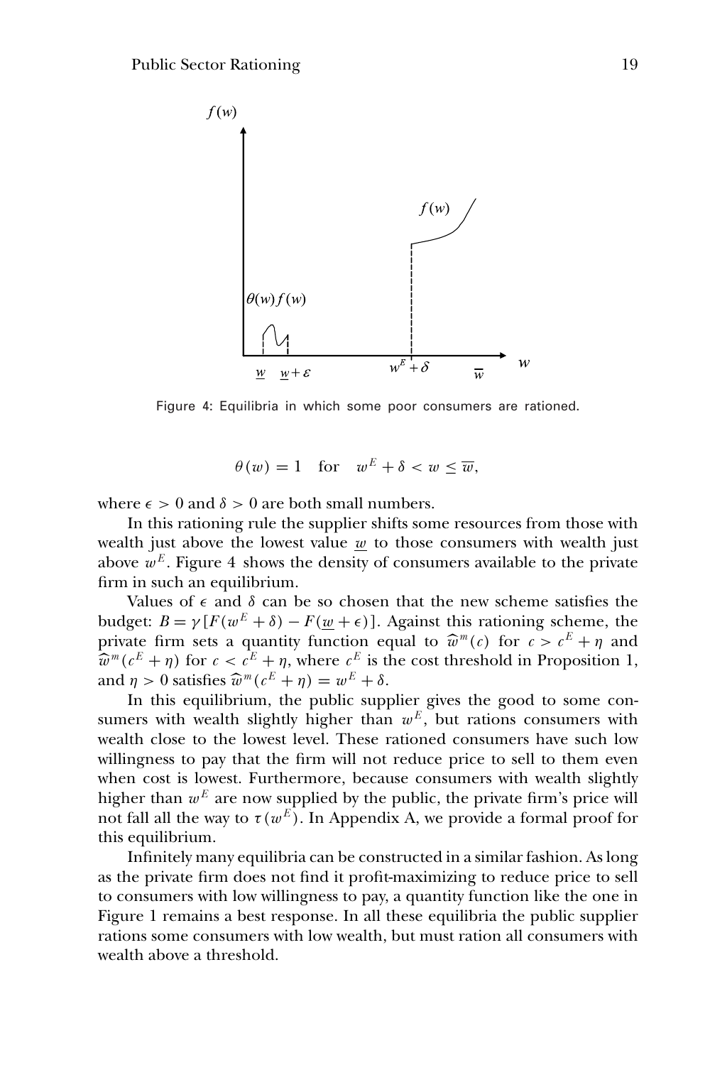Figure 4: Equilibria in which some poor consumers are rationed.

$$\theta(w) = 1 \quad \text{for} \quad w^E + \delta < w \leq \overline{w},$$

where $\epsilon > 0$ and $\delta > 0$ are both small numbers.

In this rationing rule the supplier shifts some resources from those with wealth just above the lowest value $\underline{w}$ to those consumers with wealth just above $w^E$. Figure 4 shows the density of consumers available to the private firm in such an equilibrium.

Values of $\epsilon$ and $\delta$ can be so chosen that the new scheme satisfies the budget: $B = \gamma[F(w^E + \delta) - F(\underline{w} + \epsilon)]$. Against this rationing scheme, the private firm sets a quantity function equal to $\widehat{w}^m(c)$ for $c > c^E + \eta$ and $\widehat{w}^m(c^E + \eta)$ for $c < c^E + \eta$, where $c^E$ is the cost threshold in Proposition 1, and $\eta > 0$ satisfies $\widehat{w}^m(c^E + \eta) = w^E + \delta$.

In this equilibrium, the public supplier gives the good to some consumers with wealth slightly higher than $w^E$, but rations consumers with wealth close to the lowest level. These rationed consumers have such low willingness to pay that the firm will not reduce price to sell to them even when cost is lowest. Furthermore, because consumers with wealth slightly higher than $w^E$ are now supplied by the public, the private firm's price will not fall all the way to $\tau(w^E)$. In Appendix A, we provide a formal proof for this equilibrium.

Infinitely many equilibria can be constructed in a similar fashion. As long as the private firm does not find it profit-maximizing to reduce price to sell to consumers with low willingness to pay, a quantity function like the one in Figure 1 remains a best response. In all these equilibria the public supplier rations some consumers with low wealth, but must ration all consumers with wealth above a threshold.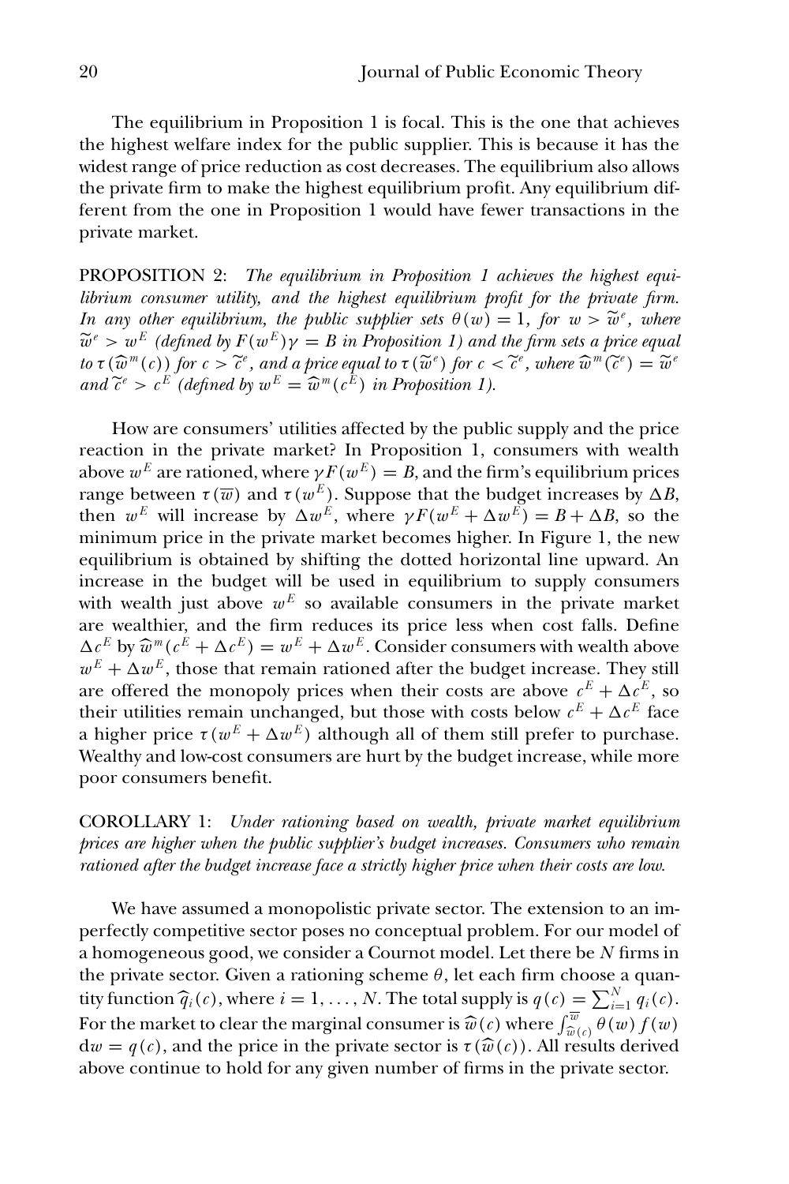The equilibrium in Proposition 1 is focal. This is the one that achieves the highest welfare index for the public supplier. This is because it has the widest range of price reduction as cost decreases. The equilibrium also allows the private firm to make the highest equilibrium profit. Any equilibrium different from the one in Proposition 1 would have fewer transactions in the private market.

PROPOSITION 2: *The equilibrium in Proposition 1 achieves the highest equilibrium consumer utility, and the highest equilibrium profit for the private firm. In any other equilibrium, the public supplier sets $\theta(w) = 1$, for $w > \widetilde{w}^e$, where $\widetilde{w}^e > w^E$ (defined by $F(w^E)\gamma = B$ in Proposition 1) and the firm sets a price equal to $\tau(\widehat{w}^m(c))$ for $c > \widetilde{c}^e$, and a price equal to $\tau(\widetilde{w}^e)$ for $c < \widetilde{c}^e$, where $\widehat{w}^m(\widetilde{c}^e) = \widetilde{w}^e$ and $\widetilde{c}^e > c^E$ (defined by $w^E = \widehat{w}^m(c^E)$ in Proposition 1).*

How are consumers' utilities affected by the public supply and the price reaction in the private market? In Proposition 1, consumers with wealth above $w^E$ are rationed, where $\gamma F(w^E) = B$, and the firm's equilibrium prices range between $\tau(\overline{w})$ and $\tau(w^E)$. Suppose that the budget increases by $\Delta B$, then $w^E$ will increase by $\Delta w^E$, where $\gamma F(w^E + \Delta w^E) = B + \Delta B$, so the minimum price in the private market becomes higher. In Figure 1, the new equilibrium is obtained by shifting the dotted horizontal line upward. An increase in the budget will be used in equilibrium to supply consumers with wealth just above $w^E$ so available consumers in the private market are wealthier, and the firm reduces its price less when cost falls. Define $\Delta c^E$ by $\widehat{w}^m(c^E + \Delta c^E) = w^E + \Delta w^E$. Consider consumers with wealth above $w^E + \Delta w^E$, those that remain rationed after the budget increase. They still are offered the monopoly prices when their costs are above $c^E + \Delta c^E$, so their utilities remain unchanged, but those with costs below $c^E + \Delta c^E$ face a higher price $\tau(w^E + \Delta w^E)$ although all of them still prefer to purchase. Wealthy and low-cost consumers are hurt by the budget increase, while more poor consumers benefit.

COROLLARY 1: *Under rationing based on wealth, private market equilibrium prices are higher when the public supplier's budget increases. Consumers who remain rationed after the budget increase face a strictly higher price when their costs are low.*

We have assumed a monopolistic private sector. The extension to an imperfectly competitive sector poses no conceptual problem. For our model of a homogeneous good, we consider a Cournot model. Let there be $N$ firms in the private sector. Given a rationing scheme $\theta$, let each firm choose a quantity function $\widehat{q}_i(c)$, where $i = 1, \ldots, N$. The total supply is $q(c) = \sum_{i=1}^{N} q_i(c)$. For the market to clear the marginal consumer is $\widehat{w}(c)$ where $\int_{\widehat{w}(c)}^{\overline{w}} \theta(w) f(w) \, \mathrm{d}w = q(c)$, and the price in the private sector is $\tau(\widehat{w}(c))$. All results derived above continue to hold for any given number of firms in the private sector.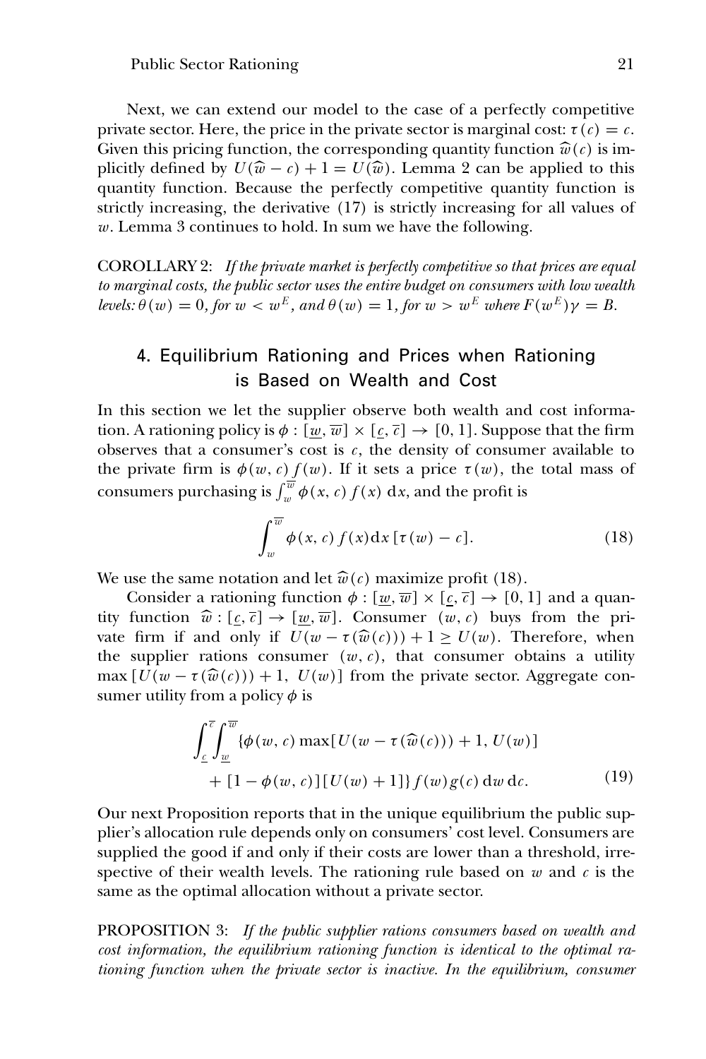Next, we can extend our model to the case of a perfectly competitive private sector. Here, the price in the private sector is marginal cost: $\tau(c) = c$. Given this pricing function, the corresponding quantity function $\widehat{w}(c)$ is implicitly defined by $U(\widehat{w} - c) + 1 = U(\widehat{w})$. Lemma 2 can be applied to this quantity function. Because the perfectly competitive quantity function is strictly increasing, the derivative (17) is strictly increasing for all values of $w$. Lemma 3 continues to hold. In sum we have the following.

COROLLARY 2: *If the private market is perfectly competitive so that prices are equal to marginal costs, the public sector uses the entire budget on consumers with low wealth levels:* $\theta(w) = 0$, *for* $w < w^E$, *and* $\theta(w) = 1$, *for* $w > w^E$ *where* $F(w^E)\gamma = B$.

## 4. Equilibrium Rationing and Prices when Rationing is Based on Wealth and Cost

In this section we let the supplier observe both wealth and cost information. A rationing policy is $\phi : [\underline{w}, \overline{w}] \times [\underline{c}, \overline{c}] \to [0, 1]$. Suppose that the firm observes that a consumer's cost is $c$, the density of consumer available to the private firm is $\phi(w, c) f(w)$. If it sets a price $\tau(w)$, the total mass of consumers purchasing is $\int_w^{\overline{w}} \phi(x, c) f(x)\, \mathrm{d}x$, and the profit is

$$\int_w^{\overline{w}} \phi(x, c) f(x) \mathrm{d}x\, [\tau(w) - c]. \tag{18}$$

We use the same notation and let $\widehat{w}(c)$ maximize profit (18).

Consider a rationing function $\phi : [\underline{w}, \overline{w}] \times [\underline{c}, \overline{c}] \to [0, 1]$ and a quantity function $\widehat{w} : [\underline{c}, \overline{c}] \to [\underline{w}, \overline{w}]$. Consumer $(w, c)$ buys from the private firm if and only if $U(w - \tau(\widehat{w}(c))) + 1 \geq U(w)$. Therefore, when the supplier rations consumer $(w, c)$, that consumer obtains a utility $\max[U(w - \tau(\widehat{w}(c))) + 1,\ U(w)]$ from the private sector. Aggregate consumer utility from a policy $\phi$ is

$$\begin{aligned} \int_{\underline{c}}^{\overline{c}} \int_{\underline{w}}^{\overline{w}} \{&\phi(w, c) \max[U(w - \tau(\widehat{w}(c))) + 1,\ U(w)] \\ &+ [1 - \phi(w, c)][U(w) + 1]\} f(w) g(c)\, \mathrm{d}w\, \mathrm{d}c. \end{aligned} \tag{19}$$

Our next Proposition reports that in the unique equilibrium the public supplier's allocation rule depends only on consumers' cost level. Consumers are supplied the good if and only if their costs are lower than a threshold, irrespective of their wealth levels. The rationing rule based on $w$ and $c$ is the same as the optimal allocation without a private sector.

PROPOSITION 3: *If the public supplier rations consumers based on wealth and cost information, the equilibrium rationing function is identical to the optimal rationing function when the private sector is inactive. In the equilibrium, consumer*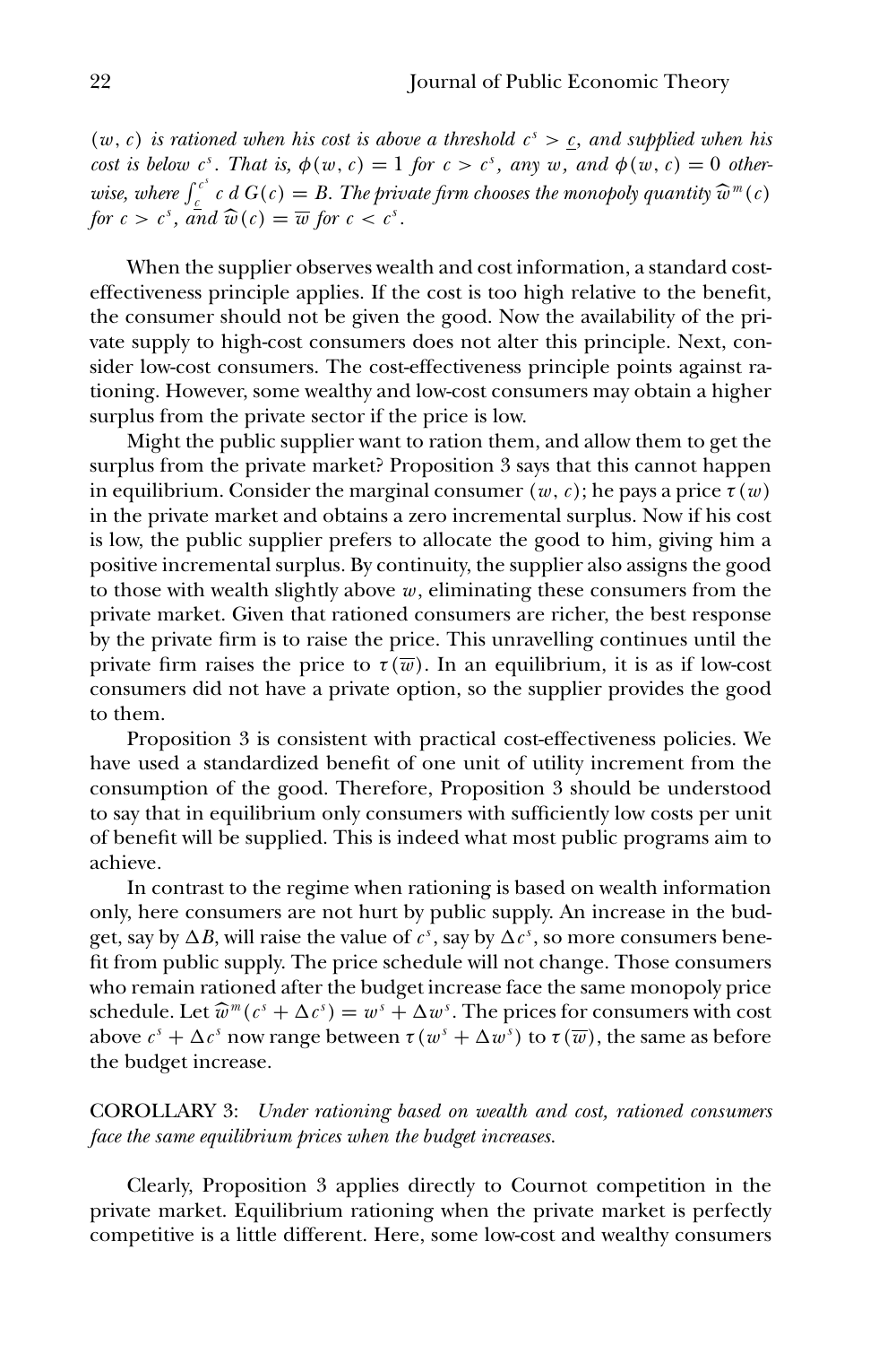*$(w, c)$ is rationed when his cost is above a threshold $c^s > \underline{c}$, and supplied when his cost is below $c^s$. That is, $\phi(w, c) = 1$ for $c > c^s$, any $w$, and $\phi(w, c) = 0$ otherwise, where $\int_{\underline{c}}^{c^s} c \, d\, G(c) = B$. The private firm chooses the monopoly quantity $\widehat{w}^m(c)$ for $c > c^s$, and $\widehat{w}(c) = \overline{w}$ for $c < c^s$.*

When the supplier observes wealth and cost information, a standard cost-effectiveness principle applies. If the cost is too high relative to the benefit, the consumer should not be given the good. Now the availability of the private supply to high-cost consumers does not alter this principle. Next, consider low-cost consumers. The cost-effectiveness principle points against rationing. However, some wealthy and low-cost consumers may obtain a higher surplus from the private sector if the price is low.

Might the public supplier want to ration them, and allow them to get the surplus from the private market? Proposition 3 says that this cannot happen in equilibrium. Consider the marginal consumer $(w, c)$; he pays a price $\tau(w)$ in the private market and obtains a zero incremental surplus. Now if his cost is low, the public supplier prefers to allocate the good to him, giving him a positive incremental surplus. By continuity, the supplier also assigns the good to those with wealth slightly above $w$, eliminating these consumers from the private market. Given that rationed consumers are richer, the best response by the private firm is to raise the price. This unravelling continues until the private firm raises the price to $\tau(\overline{w})$. In an equilibrium, it is as if low-cost consumers did not have a private option, so the supplier provides the good to them.

Proposition 3 is consistent with practical cost-effectiveness policies. We have used a standardized benefit of one unit of utility increment from the consumption of the good. Therefore, Proposition 3 should be understood to say that in equilibrium only consumers with sufficiently low costs per unit of benefit will be supplied. This is indeed what most public programs aim to achieve.

In contrast to the regime when rationing is based on wealth information only, here consumers are not hurt by public supply. An increase in the budget, say by $\Delta B$, will raise the value of $c^s$, say by $\Delta c^s$, so more consumers benefit from public supply. The price schedule will not change. Those consumers who remain rationed after the budget increase face the same monopoly price schedule. Let $\widehat{w}^m(c^s + \Delta c^s) = w^s + \Delta w^s$. The prices for consumers with cost above $c^s + \Delta c^s$ now range between $\tau(w^s + \Delta w^s)$ to $\tau(\overline{w})$, the same as before the budget increase.

COROLLARY 3: *Under rationing based on wealth and cost, rationed consumers face the same equilibrium prices when the budget increases.*

Clearly, Proposition 3 applies directly to Cournot competition in the private market. Equilibrium rationing when the private market is perfectly competitive is a little different. Here, some low-cost and wealthy consumers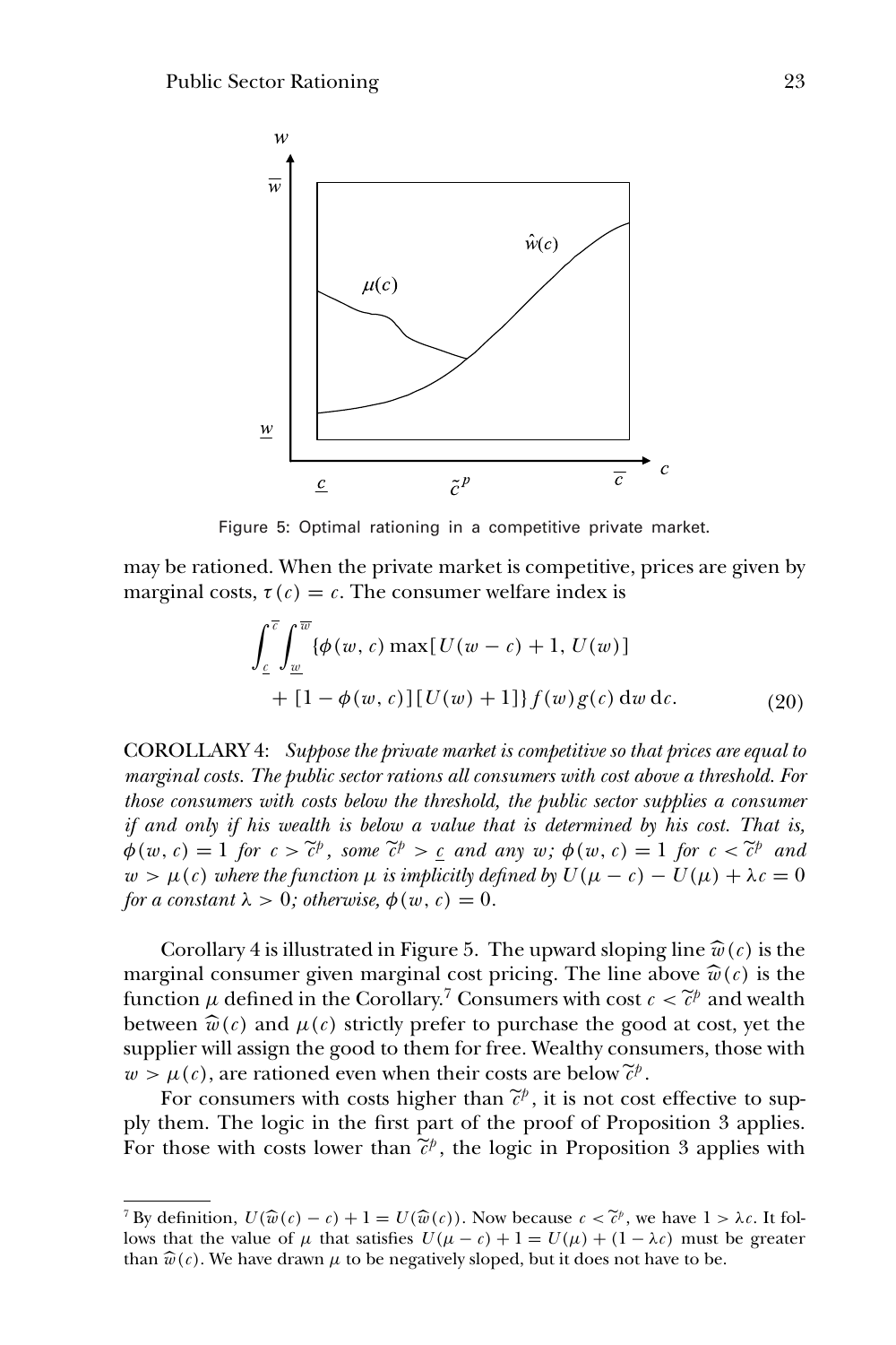Figure 5: Optimal rationing in a competitive private market.

may be rationed. When the private market is competitive, prices are given by marginal costs, $\tau(c) = c$. The consumer welfare index is

$$\int_{\underline{c}}^{\overline{c}} \int_{\underline{w}}^{\overline{w}} \{\phi(w, c) \max[U(w - c) + 1, U(w)] + [1 - \phi(w, c)][U(w) + 1]\} f(w) g(c) \, \mathrm{d}w \, \mathrm{d}c. \tag{20}$$

COROLLARY 4: *Suppose the private market is competitive so that prices are equal to marginal costs. The public sector rations all consumers with cost above a threshold. For those consumers with costs below the threshold, the public sector supplies a consumer if and only if his wealth is below a value that is determined by his cost. That is, $\phi(w, c) = 1$ for $c > \widetilde{c}^p$, some $\widetilde{c}^p > \underline{c}$ and any $w$; $\phi(w, c) = 1$ for $c < \widetilde{c}^p$ and $w > \mu(c)$ where the function $\mu$ is implicitly defined by $U(\mu - c) - U(\mu) + \lambda c = 0$ for a constant $\lambda > 0$; otherwise, $\phi(w, c) = 0$.*

Corollary 4 is illustrated in Figure 5. The upward sloping line $\widehat{w}(c)$ is the marginal consumer given marginal cost pricing. The line above $\widehat{w}(c)$ is the function $\mu$ defined in the Corollary.[7] Consumers with cost $c < \widetilde{c}^p$ and wealth between $\widehat{w}(c)$ and $\mu(c)$ strictly prefer to purchase the good at cost, yet the supplier will assign the good to them for free. Wealthy consumers, those with $w > \mu(c)$, are rationed even when their costs are below $\widetilde{c}^p$.

For consumers with costs higher than $\widetilde{c}^p$, it is not cost effective to supply them. The logic in the first part of the proof of Proposition 3 applies. For those with costs lower than $\widetilde{c}^p$, the logic in Proposition 3 applies with

[7] By definition, $U(\widehat{w}(c) - c) + 1 = U(\widehat{w}(c))$. Now because $c < \widetilde{c}^p$, we have $1 > \lambda c$. It follows that the value of $\mu$ that satisfies $U(\mu - c) + 1 = U(\mu) + (1 - \lambda c)$ must be greater than $\widehat{w}(c)$. We have drawn $\mu$ to be negatively sloped, but it does not have to be.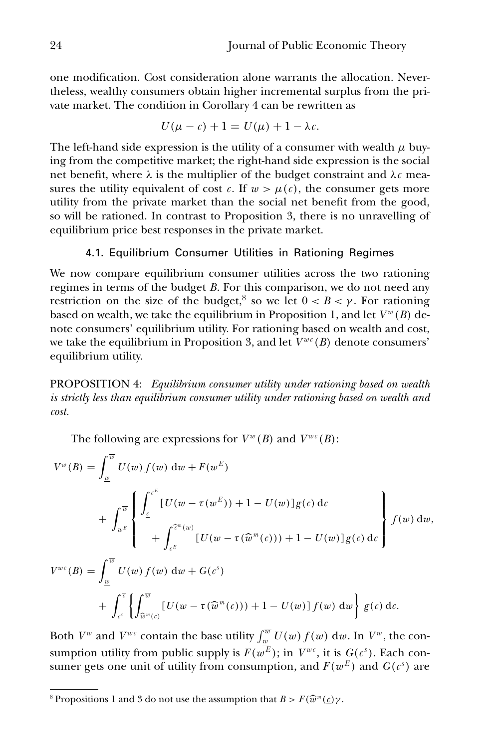one modification. Cost consideration alone warrants the allocation. Nevertheless, wealthy consumers obtain higher incremental surplus from the private market. The condition in Corollary 4 can be rewritten as

$$U(\mu - c) + 1 = U(\mu) + 1 - \lambda c.$$

The left-hand side expression is the utility of a consumer with wealth $\mu$ buying from the competitive market; the right-hand side expression is the social net benefit, where $\lambda$ is the multiplier of the budget constraint and $\lambda c$ measures the utility equivalent of cost $c$. If $w > \mu(c)$, the consumer gets more utility from the private market than the social net benefit from the good, so will be rationed. In contrast to Proposition 3, there is no unravelling of equilibrium price best responses in the private market.

### 4.1. Equilibrium Consumer Utilities in Rationing Regimes

We now compare equilibrium consumer utilities across the two rationing regimes in terms of the budget $B$. For this comparison, we do not need any restriction on the size of the budget,[8] so we let $0 < B < \gamma$. For rationing based on wealth, we take the equilibrium in Proposition 1, and let $V^w(B)$ denote consumers' equilibrium utility. For rationing based on wealth and cost, we take the equilibrium in Proposition 3, and let $V^{wc}(B)$ denote consumers' equilibrium utility.

**PROPOSITION 4:** *Equilibrium consumer utility under rationing based on wealth is strictly less than equilibrium consumer utility under rationing based on wealth and cost.*

The following are expressions for $V^w(B)$ and $V^{wc}(B)$:

$$V^w(B) = \int_{\underline{w}}^{\overline{w}} U(w)\, f(w)\, \mathrm{d}w + F(w^E) + \int_{w^E}^{\overline{w}} \left\{ \begin{array}{l} \int_{\underline{c}}^{c^E} [U(w - \tau(w^E)) + 1 - U(w)] g(c)\, \mathrm{d}c \\ \quad + \int_{c^E}^{\widehat{c}^m(w)} [U(w - \tau(\widehat{w}^m(c))) + 1 - U(w)] g(c)\, \mathrm{d}c \end{array} \right\} f(w)\, \mathrm{d}w,$$

$$V^{wc}(B) = \int_{\underline{w}}^{\overline{w}} U(w)\, f(w)\, \mathrm{d}w + G(c^s) + \int_{c^s}^{\overline{c}} \left\{ \int_{\widehat{w}^m(c)}^{\overline{w}} [U(w - \tau(\widehat{w}^m(c))) + 1 - U(w)]\, f(w)\, \mathrm{d}w \right\} g(c)\, \mathrm{d}c.$$

Both $V^w$ and $V^{wc}$ contain the base utility $\int_{\underline{w}}^{\overline{w}} U(w)\, f(w)\, \mathrm{d}w$. In $V^w$, the consumption utility from public supply is $F(w^E)$; in $V^{wc}$, it is $G(c^s)$. Each consumer gets one unit of utility from consumption, and $F(w^E)$ and $G(c^s)$ are

[8] Propositions 1 and 3 do not use the assumption that $B > F(\widehat{w}^m(\underline{c})\gamma$.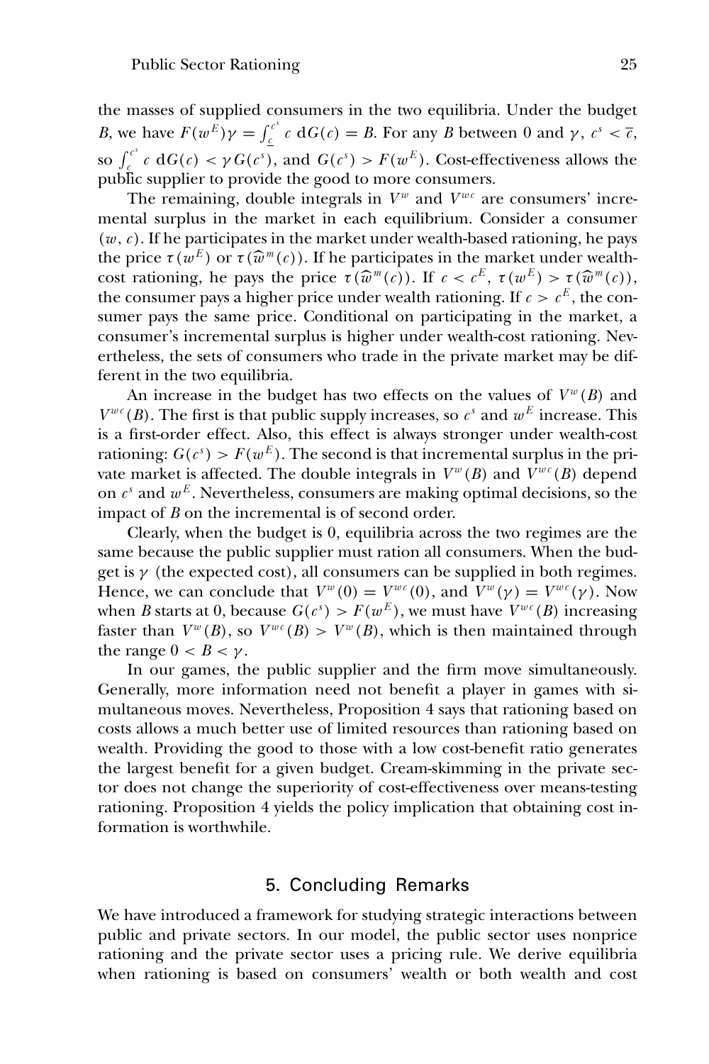the masses of supplied consumers in the two equilibria. Under the budget $B$, we have $F(w^E)\gamma = \int_{\underline{c}}^{c^s} c \, \mathrm{d}G(c) = B$. For any $B$ between 0 and $\gamma$, $c^s < \overline{c}$, so $\int_{\underline{c}}^{c^s} c \, \mathrm{d}G(c) < \gamma G(c^s)$, and $G(c^s) > F(w^E)$. Cost-effectiveness allows the public supplier to provide the good to more consumers.

The remaining, double integrals in $V^w$ and $V^{wc}$ are consumers' incremental surplus in the market in each equilibrium. Consider a consumer $(w, c)$. If he participates in the market under wealth-based rationing, he pays the price $\tau(w^E)$ or $\tau(\widehat{w}^m(c))$. If he participates in the market under wealth-cost rationing, he pays the price $\tau(\widehat{w}^m(c))$. If $c < c^E$, $\tau(w^E) > \tau(\widehat{w}^m(c))$, the consumer pays a higher price under wealth rationing. If $c > c^E$, the consumer pays the same price. Conditional on participating in the market, a consumer's incremental surplus is higher under wealth-cost rationing. Nevertheless, the sets of consumers who trade in the private market may be different in the two equilibria.

An increase in the budget has two effects on the values of $V^w(B)$ and $V^{wc}(B)$. The first is that public supply increases, so $c^s$ and $w^E$ increase. This is a first-order effect. Also, this effect is always stronger under wealth-cost rationing: $G(c^s) > F(w^E)$. The second is that incremental surplus in the private market is affected. The double integrals in $V^w(B)$ and $V^{wc}(B)$ depend on $c^s$ and $w^E$. Nevertheless, consumers are making optimal decisions, so the impact of $B$ on the incremental is of second order.

Clearly, when the budget is 0, equilibria across the two regimes are the same because the public supplier must ration all consumers. When the budget is $\gamma$ (the expected cost), all consumers can be supplied in both regimes. Hence, we can conclude that $V^w(0) = V^{wc}(0)$, and $V^w(\gamma) = V^{wc}(\gamma)$. Now when $B$ starts at 0, because $G(c^s) > F(w^E)$, we must have $V^{wc}(B)$ increasing faster than $V^w(B)$, so $V^{wc}(B) > V^w(B)$, which is then maintained through the range $0 < B < \gamma$.

In our games, the public supplier and the firm move simultaneously. Generally, more information need not benefit a player in games with simultaneous moves. Nevertheless, Proposition 4 says that rationing based on costs allows a much better use of limited resources than rationing based on wealth. Providing the good to those with a low cost-benefit ratio generates the largest benefit for a given budget. Cream-skimming in the private sector does not change the superiority of cost-effectiveness over means-testing rationing. Proposition 4 yields the policy implication that obtaining cost information is worthwhile.

## 5. Concluding Remarks

We have introduced a framework for studying strategic interactions between public and private sectors. In our model, the public sector uses nonprice rationing and the private sector uses a pricing rule. We derive equilibria when rationing is based on consumers' wealth or both wealth and cost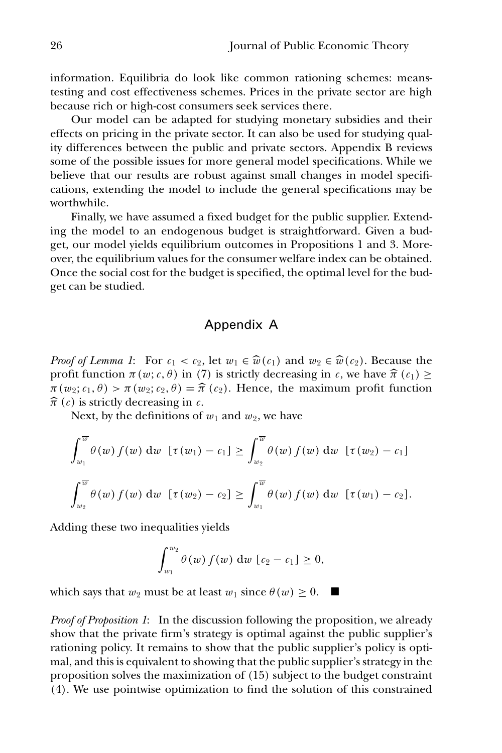information. Equilibria do look like common rationing schemes: means-testing and cost effectiveness schemes. Prices in the private sector are high because rich or high-cost consumers seek services there.

Our model can be adapted for studying monetary subsidies and their effects on pricing in the private sector. It can also be used for studying quality differences between the public and private sectors. Appendix B reviews some of the possible issues for more general model specifications. While we believe that our results are robust against small changes in model specifications, extending the model to include the general specifications may be worthwhile.

Finally, we have assumed a fixed budget for the public supplier. Extending the model to an endogenous budget is straightforward. Given a budget, our model yields equilibrium outcomes in Propositions 1 and 3. Moreover, the equilibrium values for the consumer welfare index can be obtained. Once the social cost for the budget is specified, the optimal level for the budget can be studied.

## Appendix A

*Proof of Lemma 1*: For $c_1 < c_2$, let $w_1 \in \widehat{w}(c_1)$ and $w_2 \in \widehat{w}(c_2)$. Because the profit function $\pi(w; c, \theta)$ in (7) is strictly decreasing in $c$, we have $\widehat{\pi}(c_1) \geq \pi(w_2; c_1, \theta) > \pi(w_2; c_2, \theta) = \widehat{\pi}(c_2)$. Hence, the maximum profit function $\widehat{\pi}(c)$ is strictly decreasing in $c$.

Next, by the definitions of $w_1$ and $w_2$, we have

$$\int_{w_1}^{\overline{w}} \theta(w) f(w) \,\mathrm{d}w \;\; [\tau(w_1) - c_1] \geq \int_{w_2}^{\overline{w}} \theta(w) f(w) \,\mathrm{d}w \;\; [\tau(w_2) - c_1]$$

$$\int_{w_2}^{\overline{w}} \theta(w) f(w) \,\mathrm{d}w \;\; [\tau(w_2) - c_2] \geq \int_{w_1}^{\overline{w}} \theta(w) f(w) \,\mathrm{d}w \;\; [\tau(w_1) - c_2].$$

Adding these two inequalities yields

$$\int_{w_1}^{w_2} \theta(w) f(w) \,\mathrm{d}w \; [c_2 - c_1] \geq 0,$$

which says that $w_2$ must be at least $w_1$ since $\theta(w) \geq 0$. ■

*Proof of Proposition 1*: In the discussion following the proposition, we already show that the private firm's strategy is optimal against the public supplier's rationing policy. It remains to show that the public supplier's policy is optimal, and this is equivalent to showing that the public supplier's strategy in the proposition solves the maximization of (15) subject to the budget constraint (4). We use pointwise optimization to find the solution of this constrained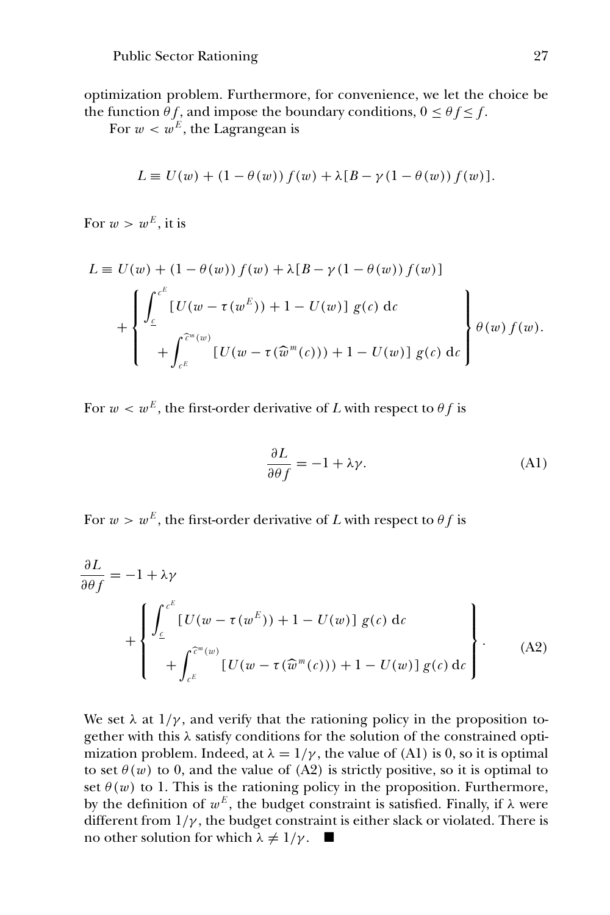optimization problem. Furthermore, for convenience, we let the choice be the function $\theta f$, and impose the boundary conditions, $0 \leq \theta f \leq f$.

For $w < w^E$, the Lagrangean is

$$L \equiv U(w) + (1 - \theta(w)) f(w) + \lambda[B - \gamma(1 - \theta(w)) f(w)].$$

For $w > w^E$, it is

$$L \equiv U(w) + (1 - \theta(w)) f(w) + \lambda[B - \gamma(1 - \theta(w)) f(w)] + \left\{ \begin{array}{l} \displaystyle\int_{\underline{c}}^{c^E} [U(w - \tau(w^E)) + 1 - U(w)]\, g(c)\, \mathrm{d}c \\ \displaystyle\quad + \int_{c^E}^{\widehat{c}^m(w)} [U(w - \tau(\widehat{w}^m(c))) + 1 - U(w)]\, g(c)\, \mathrm{d}c \end{array} \right\} \theta(w) f(w).$$

For $w < w^E$, the first-order derivative of $L$ with respect to $\theta f$ is

$$\frac{\partial L}{\partial \theta f} = -1 + \lambda \gamma. \tag{A1}$$

For $w > w^E$, the first-order derivative of $L$ with respect to $\theta f$ is

$$\frac{\partial L}{\partial \theta f} = -1 + \lambda \gamma + \left\{ \begin{array}{l} \displaystyle\int_{\underline{c}}^{c^E} [U(w - \tau(w^E)) + 1 - U(w)]\, g(c)\, \mathrm{d}c \\ \displaystyle\quad + \int_{c^E}^{\widehat{c}^m(w)} [U(w - \tau(\widehat{w}^m(c))) + 1 - U(w)]\, g(c)\, \mathrm{d}c \end{array} \right\}. \tag{A2}$$

We set $\lambda$ at $1/\gamma$, and verify that the rationing policy in the proposition together with this $\lambda$ satisfy conditions for the solution of the constrained optimization problem. Indeed, at $\lambda = 1/\gamma$, the value of (A1) is 0, so it is optimal to set $\theta(w)$ to 0, and the value of (A2) is strictly positive, so it is optimal to set $\theta(w)$ to 1. This is the rationing policy in the proposition. Furthermore, by the definition of $w^E$, the budget constraint is satisfied. Finally, if $\lambda$ were different from $1/\gamma$, the budget constraint is either slack or violated. There is no other solution for which $\lambda \neq 1/\gamma$. ■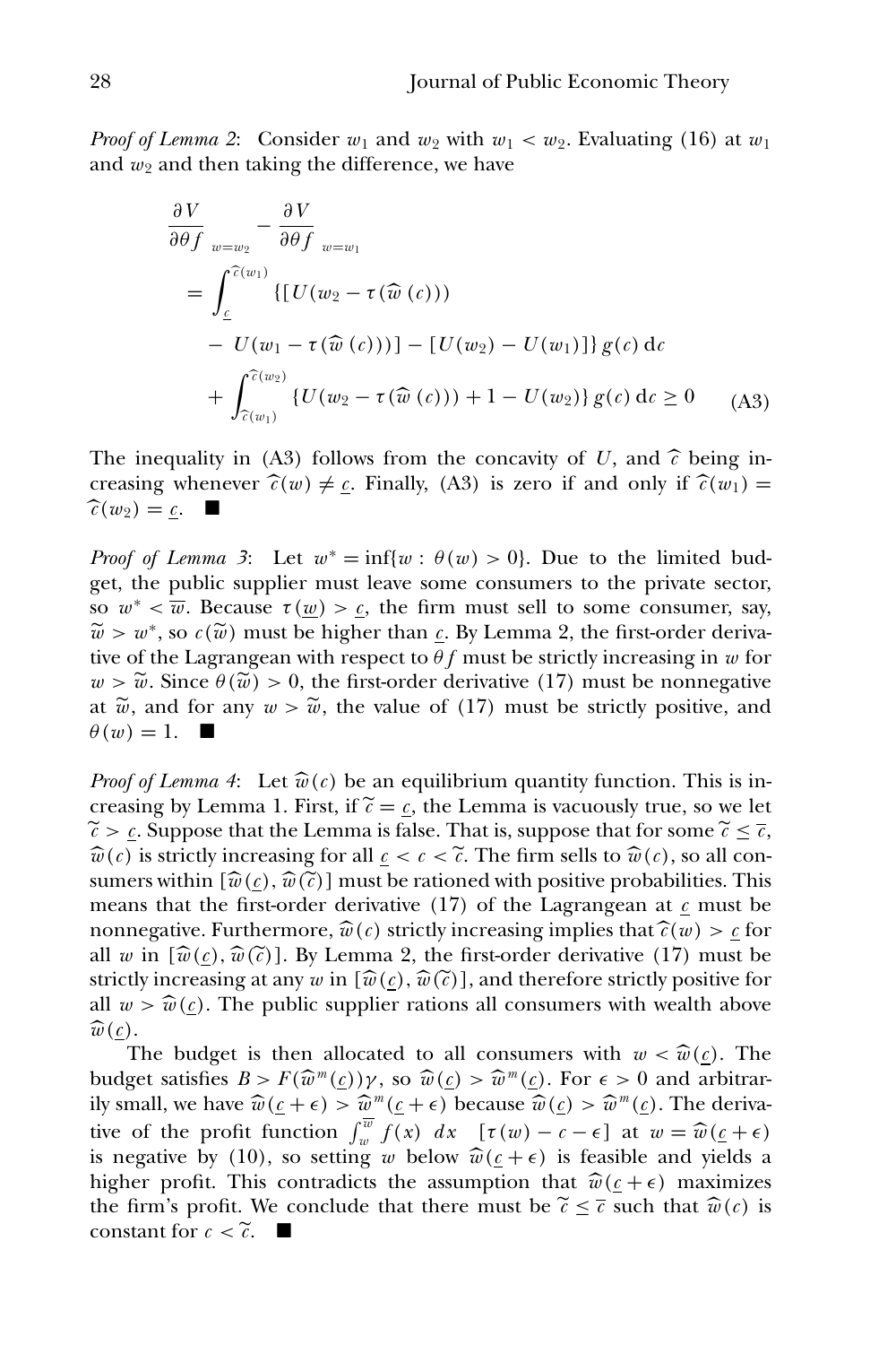*Proof of Lemma 2*: Consider $w_1$ and $w_2$ with $w_1 < w_2$. Evaluating (16) at $w_1$ and $w_2$ and then taking the difference, we have

$$
\begin{aligned}
&\left.\frac{\partial V}{\partial \theta f}\right|_{w=w_2} - \left.\frac{\partial V}{\partial \theta f}\right|_{w=w_1} \\
&= \int_{\underline{c}}^{\widehat{c}(w_1)} \{[U(w_2 - \tau(\widehat{w}(c))) \\
&\quad - U(w_1 - \tau(\widehat{w}(c)))] - [U(w_2) - U(w_1)]\}\, g(c)\, \mathrm{d}c \\
&\quad + \int_{\widehat{c}(w_1)}^{\widehat{c}(w_2)} \{U(w_2 - \tau(\widehat{w}(c))) + 1 - U(w_2)\}\, g(c)\, \mathrm{d}c \geq 0 \qquad \text{(A3)}
\end{aligned}
$$

The inequality in (A3) follows from the concavity of $U$, and $\widehat{c}$ being increasing whenever $\widehat{c}(w) \neq \underline{c}$. Finally, (A3) is zero if and only if $\widehat{c}(w_1) = \widehat{c}(w_2) = \underline{c}$. ■

*Proof of Lemma 3*: Let $w^* = \inf\{w : \theta(w) > 0\}$. Due to the limited budget, the public supplier must leave some consumers to the private sector, so $w^* < \overline{w}$. Because $\tau(\underline{w}) > \underline{c}$, the firm must sell to some consumer, say, $\widetilde{w} > w^*$, so $c(\widetilde{w})$ must be higher than $\underline{c}$. By Lemma 2, the first-order derivative of the Lagrangean with respect to $\theta f$ must be strictly increasing in $w$ for $w > \widetilde{w}$. Since $\theta(\widetilde{w}) > 0$, the first-order derivative (17) must be nonnegative at $\widetilde{w}$, and for any $w > \widetilde{w}$, the value of (17) must be strictly positive, and $\theta(w) = 1$. ■

*Proof of Lemma 4*: Let $\widehat{w}(c)$ be an equilibrium quantity function. This is increasing by Lemma 1. First, if $\widetilde{c} = \underline{c}$, the Lemma is vacuously true, so we let $\widetilde{c} > \underline{c}$. Suppose that the Lemma is false. That is, suppose that for some $\widetilde{c} \leq \overline{c}$, $\widehat{w}(c)$ is strictly increasing for all $\underline{c} < c < \widetilde{c}$. The firm sells to $\widehat{w}(c)$, so all consumers within $[\widehat{w}(\underline{c}), \widehat{w}(\widetilde{c})]$ must be rationed with positive probabilities. This means that the first-order derivative (17) of the Lagrangean at $\underline{c}$ must be nonnegative. Furthermore, $\widehat{w}(c)$ strictly increasing implies that $\widehat{c}(w) > \underline{c}$ for all $w$ in $[\widehat{w}(\underline{c}), \widehat{w}(\widetilde{c})]$. By Lemma 2, the first-order derivative (17) must be strictly increasing at any $w$ in $[\widehat{w}(\underline{c}), \widehat{w}(\widetilde{c})]$, and therefore strictly positive for all $w > \widehat{w}(\underline{c})$. The public supplier rations all consumers with wealth above $\widehat{w}(\underline{c})$.

The budget is then allocated to all consumers with $w < \widehat{w}(\underline{c})$. The budget satisfies $B > F(\widehat{w}^m(\underline{c}))\gamma$, so $\widehat{w}(\underline{c}) > \widehat{w}^m(\underline{c})$. For $\epsilon > 0$ and arbitrarily small, we have $\widehat{w}(\underline{c} + \epsilon) > \widehat{w}^m(\underline{c} + \epsilon)$ because $\widehat{w}(\underline{c}) > \widehat{w}^m(\underline{c})$. The derivative of the profit function $\int_w^{\overline{w}} f(x)\ dx \quad [\tau(w) - c - \epsilon]$ at $w = \widehat{w}(\underline{c} + \epsilon)$ is negative by (10), so setting $w$ below $\widehat{w}(\underline{c} + \epsilon)$ is feasible and yields a higher profit. This contradicts the assumption that $\widehat{w}(\underline{c} + \epsilon)$ maximizes the firm's profit. We conclude that there must be $\widetilde{c} \leq \overline{c}$ such that $\widehat{w}(c)$ is constant for $c < \widetilde{c}$. ■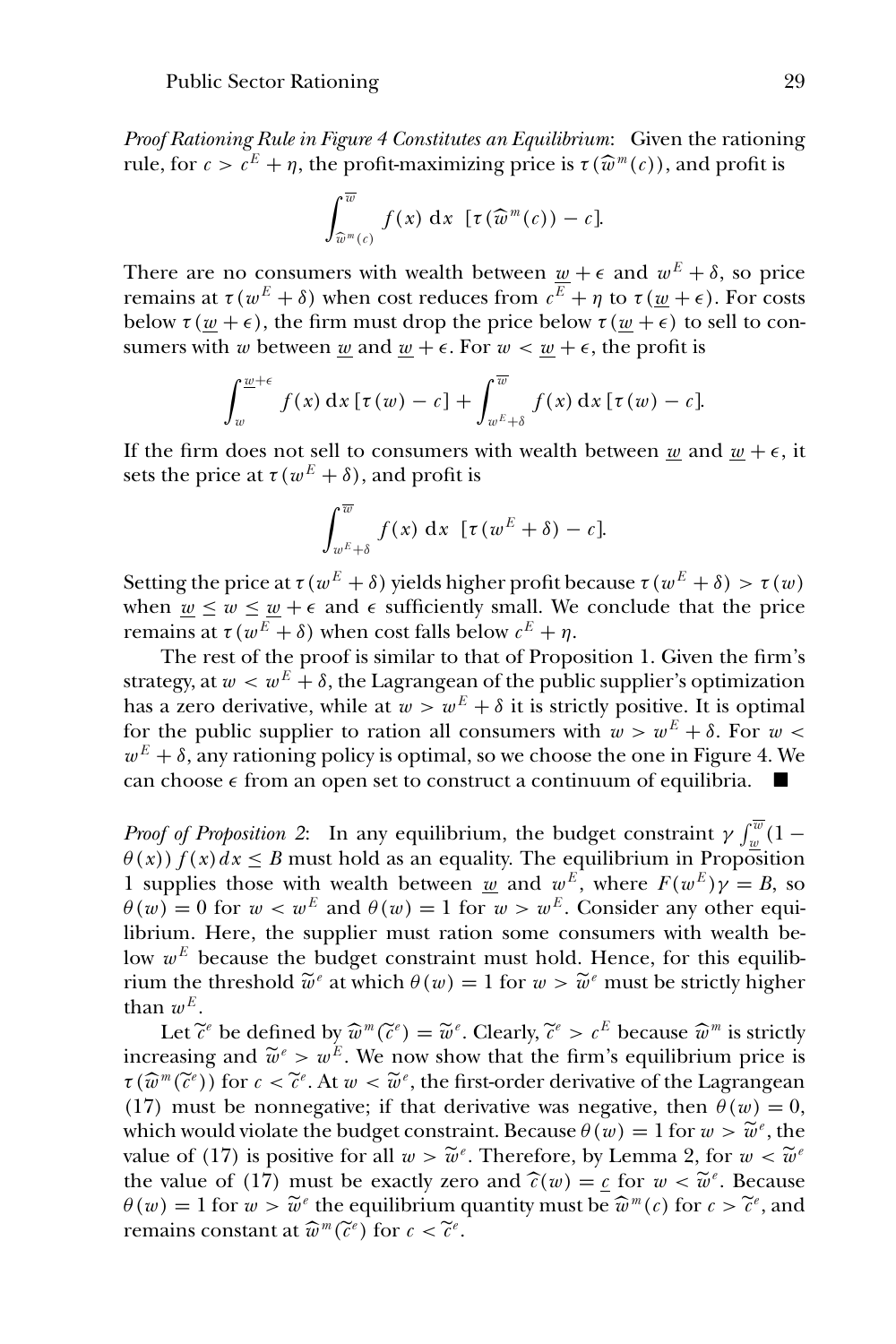*Proof Rationing Rule in Figure 4 Constitutes an Equilibrium*: Given the rationing rule, for $c > c^E + \eta$, the profit-maximizing price is $\tau(\widehat{w}^m(c))$, and profit is

$$\int_{\widehat{w}^m(c)}^{\overline{w}} f(x)\, \mathrm{d}x \ \ [\tau(\widehat{w}^m(c)) - c].$$

There are no consumers with wealth between $\underline{w} + \epsilon$ and $w^E + \delta$, so price remains at $\tau(w^E + \delta)$ when cost reduces from $c^E + \eta$ to $\tau(\underline{w} + \epsilon)$. For costs below $\tau(\underline{w} + \epsilon)$, the firm must drop the price below $\tau(\underline{w} + \epsilon)$ to sell to consumers with $w$ between $\underline{w}$ and $\underline{w} + \epsilon$. For $w < \underline{w} + \epsilon$, the profit is

$$\int_{w}^{\underline{w}+\epsilon} f(x)\, \mathrm{d}x\, [\tau(w) - c] + \int_{w^E+\delta}^{\overline{w}} f(x)\, \mathrm{d}x\, [\tau(w) - c].$$

If the firm does not sell to consumers with wealth between $\underline{w}$ and $\underline{w} + \epsilon$, it sets the price at $\tau(w^E + \delta)$, and profit is

$$\int_{w^E+\delta}^{\overline{w}} f(x)\, \mathrm{d}x \ \ [\tau(w^E + \delta) - c].$$

Setting the price at $\tau(w^E + \delta)$ yields higher profit because $\tau(w^E + \delta) > \tau(w)$ when $\underline{w} \le w \le \underline{w} + \epsilon$ and $\epsilon$ sufficiently small. We conclude that the price remains at $\tau(w^E + \delta)$ when cost falls below $c^E + \eta$.

The rest of the proof is similar to that of Proposition 1. Given the firm's strategy, at $w < w^E + \delta$, the Lagrangean of the public supplier's optimization has a zero derivative, while at $w > w^E + \delta$ it is strictly positive. It is optimal for the public supplier to ration all consumers with $w > w^E + \delta$. For $w < w^E + \delta$, any rationing policy is optimal, so we choose the one in Figure 4. We can choose $\epsilon$ from an open set to construct a continuum of equilibria. ■

*Proof of Proposition 2*: In any equilibrium, the budget constraint $\gamma \int_{\underline{w}}^{\overline{w}} (1 - \theta(x)) f(x)\, dx \le B$ must hold as an equality. The equilibrium in Proposition 1 supplies those with wealth between $\underline{w}$ and $w^E$, where $F(w^E)\gamma = B$, so $\theta(w) = 0$ for $w < w^E$ and $\theta(w) = 1$ for $w > w^E$. Consider any other equilibrium. Here, the supplier must ration some consumers with wealth below $w^E$ because the budget constraint must hold. Hence, for this equilibrium the threshold $\widetilde{w}^e$ at which $\theta(w) = 1$ for $w > \widetilde{w}^e$ must be strictly higher than $w^E$.

Let $\widetilde{c}^e$ be defined by $\widehat{w}^m(\widetilde{c}^e) = \widetilde{w}^e$. Clearly, $\widetilde{c}^e > c^E$ because $\widehat{w}^m$ is strictly increasing and $\widetilde{w}^e > w^E$. We now show that the firm's equilibrium price is $\tau(\widehat{w}^m(\widetilde{c}^e))$ for $c < \widetilde{c}^e$. At $w < \widetilde{w}^e$, the first-order derivative of the Lagrangean (17) must be nonnegative; if that derivative was negative, then $\theta(w) = 0$, which would violate the budget constraint. Because $\theta(w) = 1$ for $w > \widetilde{w}^e$, the value of (17) is positive for all $w > \widetilde{w}^e$. Therefore, by Lemma 2, for $w < \widetilde{w}^e$ the value of (17) must be exactly zero and $\widehat{c}(w) = \underline{c}$ for $w < \widetilde{w}^e$. Because $\theta(w) = 1$ for $w > \widetilde{w}^e$ the equilibrium quantity must be $\widehat{w}^m(c)$ for $c > \widetilde{c}^e$, and remains constant at $\widehat{w}^m(\widetilde{c}^e)$ for $c < \widetilde{c}^e$.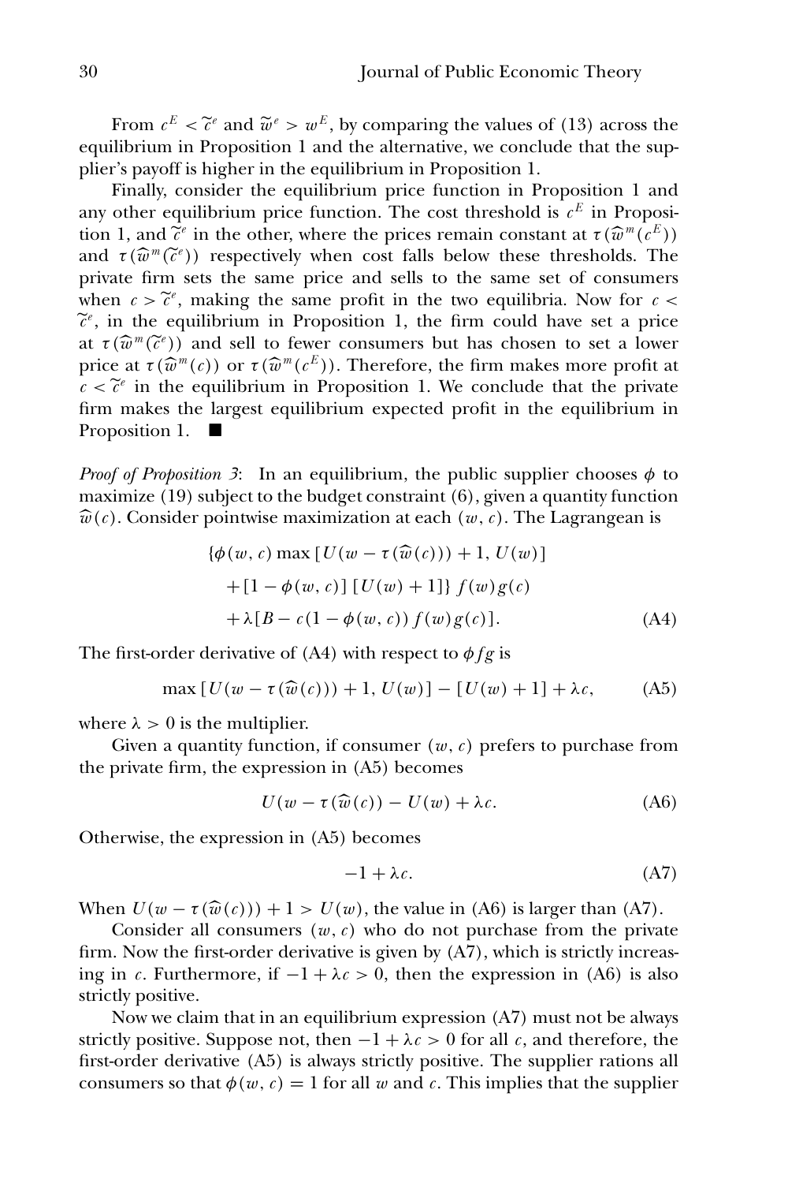From $c^E < \widetilde{c}^e$ and $\widetilde{w}^e > w^E$, by comparing the values of (13) across the equilibrium in Proposition 1 and the alternative, we conclude that the supplier's payoff is higher in the equilibrium in Proposition 1.

Finally, consider the equilibrium price function in Proposition 1 and any other equilibrium price function. The cost threshold is $c^E$ in Proposition 1, and $\widetilde{c}^e$ in the other, where the prices remain constant at $\tau(\widehat{w}^m(c^E))$ and $\tau(\widehat{w}^m(\widetilde{c}^e))$ respectively when cost falls below these thresholds. The private firm sets the same price and sells to the same set of consumers when $c > \widetilde{c}^e$, making the same profit in the two equilibria. Now for $c < \widetilde{c}^e$, in the equilibrium in Proposition 1, the firm could have set a price at $\tau(\widehat{w}^m(\widetilde{c}^e))$ and sell to fewer consumers but has chosen to set a lower price at $\tau(\widehat{w}^m(c))$ or $\tau(\widehat{w}^m(c^E))$. Therefore, the firm makes more profit at $c < \widetilde{c}^e$ in the equilibrium in Proposition 1. We conclude that the private firm makes the largest equilibrium expected profit in the equilibrium in Proposition 1. ■

*Proof of Proposition 3*: In an equilibrium, the public supplier chooses $\phi$ to maximize (19) subject to the budget constraint (6), given a quantity function $\widehat{w}(c)$. Consider pointwise maximization at each $(w, c)$. The Lagrangean is

$$
\begin{aligned}
&\{\phi(w, c) \max [U(w - \tau(\widehat{w}(c))) + 1, U(w)] \\
&\quad + [1 - \phi(w, c)] [U(w) + 1]\} f(w) g(c) \\
&\quad + \lambda [B - c(1 - \phi(w, c)) f(w) g(c)]. \qquad \text{(A4)}
\end{aligned}
$$

The first-order derivative of (A4) with respect to $\phi f g$ is

$$
\max [U(w - \tau(\widehat{w}(c))) + 1, U(w)] - [U(w) + 1] + \lambda c, \qquad \text{(A5)}
$$

where $\lambda > 0$ is the multiplier.

Given a quantity function, if consumer $(w, c)$ prefers to purchase from the private firm, the expression in (A5) becomes

$$
U(w - \tau(\widehat{w}(c)) - U(w) + \lambda c. \qquad \text{(A6)}
$$

Otherwise, the expression in (A5) becomes

$$
-1 + \lambda c. \qquad \text{(A7)}
$$

When $U(w - \tau(\widehat{w}(c))) + 1 > U(w)$, the value in (A6) is larger than (A7).

Consider all consumers $(w, c)$ who do not purchase from the private firm. Now the first-order derivative is given by (A7), which is strictly increasing in $c$. Furthermore, if $-1 + \lambda c > 0$, then the expression in (A6) is also strictly positive.

Now we claim that in an equilibrium expression (A7) must not be always strictly positive. Suppose not, then $-1 + \lambda c > 0$ for all $c$, and therefore, the first-order derivative (A5) is always strictly positive. The supplier rations all consumers so that $\phi(w, c) = 1$ for all $w$ and $c$. This implies that the supplier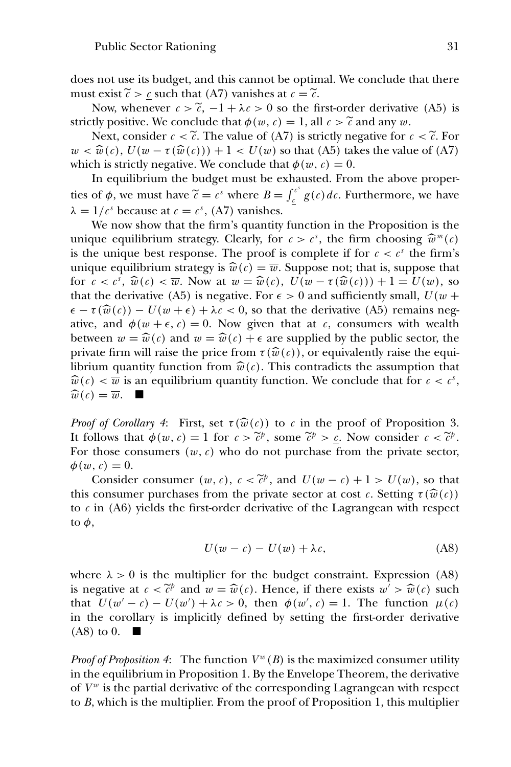does not use its budget, and this cannot be optimal. We conclude that there must exist $\widetilde{c} > \underline{c}$ such that (A7) vanishes at $c = \widetilde{c}$.

Now, whenever $c > \widetilde{c}$, $-1 + \lambda c > 0$ so the first-order derivative (A5) is strictly positive. We conclude that $\phi(w, c) = 1$, all $c > \widetilde{c}$ and any $w$.

Next, consider $c < \widetilde{c}$. The value of (A7) is strictly negative for $c < \widetilde{c}$. For $w < \widehat{w}(c)$, $U(w - \tau(\widehat{w}(c))) + 1 < U(w)$ so that (A5) takes the value of (A7) which is strictly negative. We conclude that $\phi(w, c) = 0$.

In equilibrium the budget must be exhausted. From the above properties of $\phi$, we must have $\widetilde{c} = c^s$ where $B = \int_{\underline{c}}^{c^s} g(c)\, dc$. Furthermore, we have $\lambda = 1/c^s$ because at $c = c^s$, (A7) vanishes.

We now show that the firm's quantity function in the Proposition is the unique equilibrium strategy. Clearly, for $c > c^s$, the firm choosing $\widehat{w}^m(c)$ is the unique best response. The proof is complete if for $c < c^s$ the firm's unique equilibrium strategy is $\widehat{w}(c) = \overline{w}$. Suppose not; that is, suppose that for $c < c^s$, $\widehat{w}(c) < \overline{w}$. Now at $w = \widehat{w}(c)$, $U(w - \tau(\widehat{w}(c))) + 1 = U(w)$, so that the derivative (A5) is negative. For $\epsilon > 0$ and sufficiently small, $U(w + \epsilon - \tau(\widehat{w}(c)) - U(w + \epsilon) + \lambda c < 0$, so that the derivative (A5) remains negative, and $\phi(w + \epsilon, c) = 0$. Now given that at $c$, consumers with wealth between $w = \widehat{w}(c)$ and $w = \widehat{w}(c) + \epsilon$ are supplied by the public sector, the private firm will raise the price from $\tau(\widehat{w}(c))$, or equivalently raise the equilibrium quantity function from $\widehat{w}(c)$. This contradicts the assumption that $\widehat{w}(c) < \overline{w}$ is an equilibrium quantity function. We conclude that for $c < c^s$, $\widehat{w}(c) = \overline{w}$. ■

*Proof of Corollary 4*: First, set $\tau(\widehat{w}(c))$ to $c$ in the proof of Proposition 3. It follows that $\phi(w, c) = 1$ for $c > \widetilde{c}^p$, some $\widetilde{c}^p > \underline{c}$. Now consider $c < \widetilde{c}^p$. For those consumers $(w, c)$ who do not purchase from the private sector, $\phi(w, c) = 0$.

Consider consumer $(w, c)$, $c < \widetilde{c}^p$, and $U(w - c) + 1 > U(w)$, so that this consumer purchases from the private sector at cost $c$. Setting $\tau(\widehat{w}(c))$ to $c$ in (A6) yields the first-order derivative of the Lagrangean with respect to $\phi$,

$$U(w - c) - U(w) + \lambda c, \tag{A8}$$

where $\lambda > 0$ is the multiplier for the budget constraint. Expression (A8) is negative at $c < \widetilde{c}^p$ and $w = \widehat{w}(c)$. Hence, if there exists $w' > \widehat{w}(c)$ such that $U(w' - c) - U(w') + \lambda c > 0$, then $\phi(w', c) = 1$. The function $\mu(c)$ in the corollary is implicitly defined by setting the first-order derivative (A8) to 0. ■

*Proof of Proposition 4*: The function $V^w(B)$ is the maximized consumer utility in the equilibrium in Proposition 1. By the Envelope Theorem, the derivative of $V^w$ is the partial derivative of the corresponding Lagrangean with respect to $B$, which is the multiplier. From the proof of Proposition 1, this multiplier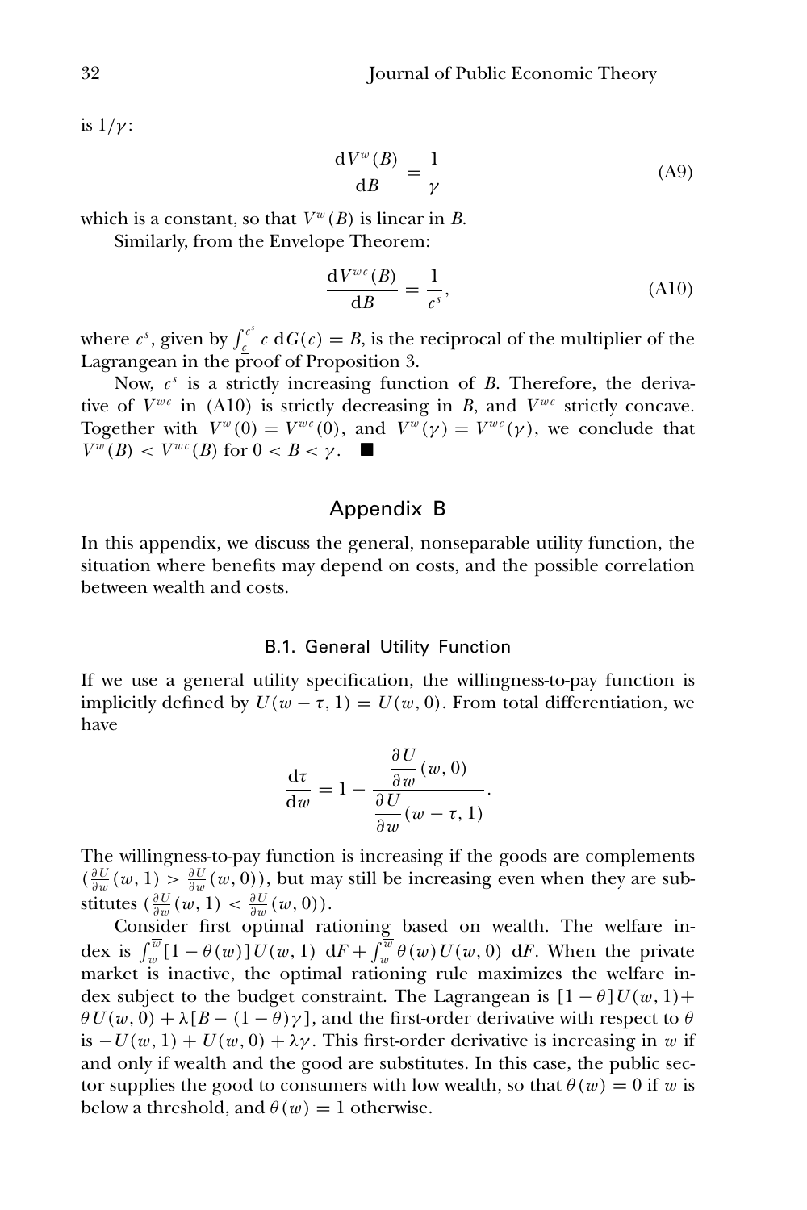is $1/\gamma$:

$$\frac{\mathrm{d}V^w(B)}{\mathrm{d}B} = \frac{1}{\gamma} \tag{A9}$$

which is a constant, so that $V^w(B)$ is linear in $B$.

Similarly, from the Envelope Theorem:

$$\frac{\mathrm{d}V^{wc}(B)}{\mathrm{d}B} = \frac{1}{c^s}, \tag{A10}$$

where $c^s$, given by $\int_{\underline{c}}^{c^s} c \; \mathrm{d}G(c) = B$, is the reciprocal of the multiplier of the Lagrangean in the proof of Proposition 3.

Now, $c^s$ is a strictly increasing function of $B$. Therefore, the derivative of $V^{wc}$ in (A10) is strictly decreasing in $B$, and $V^{wc}$ strictly concave. Together with $V^w(0) = V^{wc}(0)$, and $V^w(\gamma) = V^{wc}(\gamma)$, we conclude that $V^w(B) < V^{wc}(B)$ for $0 < B < \gamma$. ■

## Appendix B

In this appendix, we discuss the general, nonseparable utility function, the situation where benefits may depend on costs, and the possible correlation between wealth and costs.

### B.1. General Utility Function

If we use a general utility specification, the willingness-to-pay function is implicitly defined by $U(w - \tau, 1) = U(w, 0)$. From total differentiation, we have

$$\frac{\mathrm{d}\tau}{\mathrm{d}w} = 1 - \frac{\dfrac{\partial U}{\partial w}(w, 0)}{\dfrac{\partial U}{\partial w}(w - \tau, 1)}.$$

The willingness-to-pay function is increasing if the goods are complements ($\frac{\partial U}{\partial w}(w, 1) > \frac{\partial U}{\partial w}(w, 0)$), but may still be increasing even when they are substitutes ($\frac{\partial U}{\partial w}(w, 1) < \frac{\partial U}{\partial w}(w, 0)$).

Consider first optimal rationing based on wealth. The welfare index is $\int_{\underline{w}}^{\overline{w}} [1 - \theta(w)] U(w, 1) \; \mathrm{d}F + \int_{\underline{w}}^{\overline{w}} \theta(w) U(w, 0) \; \mathrm{d}F$. When the private market is inactive, the optimal rationing rule maximizes the welfare index subject to the budget constraint. The Lagrangean is $[1 - \theta] U(w, 1) + \theta U(w, 0) + \lambda[B - (1 - \theta)\gamma]$, and the first-order derivative with respect to $\theta$ is $-U(w, 1) + U(w, 0) + \lambda\gamma$. This first-order derivative is increasing in $w$ if and only if wealth and the good are substitutes. In this case, the public sector supplies the good to consumers with low wealth, so that $\theta(w) = 0$ if $w$ is below a threshold, and $\theta(w) = 1$ otherwise.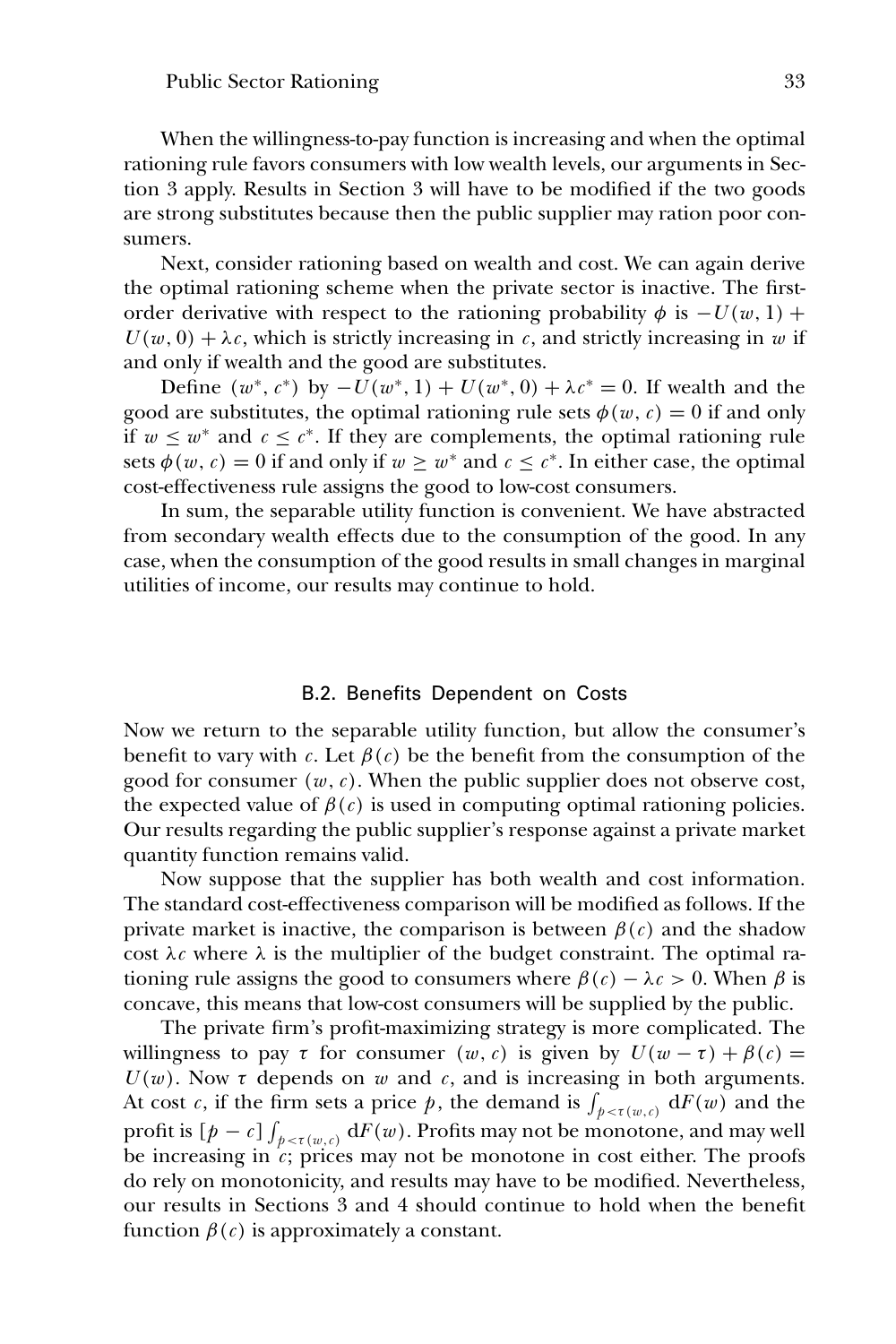When the willingness-to-pay function is increasing and when the optimal rationing rule favors consumers with low wealth levels, our arguments in Section 3 apply. Results in Section 3 will have to be modified if the two goods are strong substitutes because then the public supplier may ration poor consumers.

Next, consider rationing based on wealth and cost. We can again derive the optimal rationing scheme when the private sector is inactive. The first-order derivative with respect to the rationing probability $\phi$ is $-U(w, 1) + U(w, 0) + \lambda c$, which is strictly increasing in $c$, and strictly increasing in $w$ if and only if wealth and the good are substitutes.

Define $(w^*, c^*)$ by $-U(w^*, 1) + U(w^*, 0) + \lambda c^* = 0$. If wealth and the good are substitutes, the optimal rationing rule sets $\phi(w, c) = 0$ if and only if $w \leq w^*$ and $c \leq c^*$. If they are complements, the optimal rationing rule sets $\phi(w, c) = 0$ if and only if $w \geq w^*$ and $c \leq c^*$. In either case, the optimal cost-effectiveness rule assigns the good to low-cost consumers.

In sum, the separable utility function is convenient. We have abstracted from secondary wealth effects due to the consumption of the good. In any case, when the consumption of the good results in small changes in marginal utilities of income, our results may continue to hold.

## B.2. Benefits Dependent on Costs

Now we return to the separable utility function, but allow the consumer's benefit to vary with $c$. Let $\beta(c)$ be the benefit from the consumption of the good for consumer $(w, c)$. When the public supplier does not observe cost, the expected value of $\beta(c)$ is used in computing optimal rationing policies. Our results regarding the public supplier's response against a private market quantity function remains valid.

Now suppose that the supplier has both wealth and cost information. The standard cost-effectiveness comparison will be modified as follows. If the private market is inactive, the comparison is between $\beta(c)$ and the shadow cost $\lambda c$ where $\lambda$ is the multiplier of the budget constraint. The optimal rationing rule assigns the good to consumers where $\beta(c) - \lambda c > 0$. When $\beta$ is concave, this means that low-cost consumers will be supplied by the public.

The private firm's profit-maximizing strategy is more complicated. The willingness to pay $\tau$ for consumer $(w, c)$ is given by $U(w - \tau) + \beta(c) = U(w)$. Now $\tau$ depends on $w$ and $c$, and is increasing in both arguments. At cost $c$, if the firm sets a price $p$, the demand is $\int_{p<\tau(w,c)} \mathrm{d}F(w)$ and the profit is $[p - c] \int_{p<\tau(w,c)} \mathrm{d}F(w)$. Profits may not be monotone, and may well be increasing in $c$; prices may not be monotone in cost either. The proofs do rely on monotonicity, and results may have to be modified. Nevertheless, our results in Sections 3 and 4 should continue to hold when the benefit function $\beta(c)$ is approximately a constant.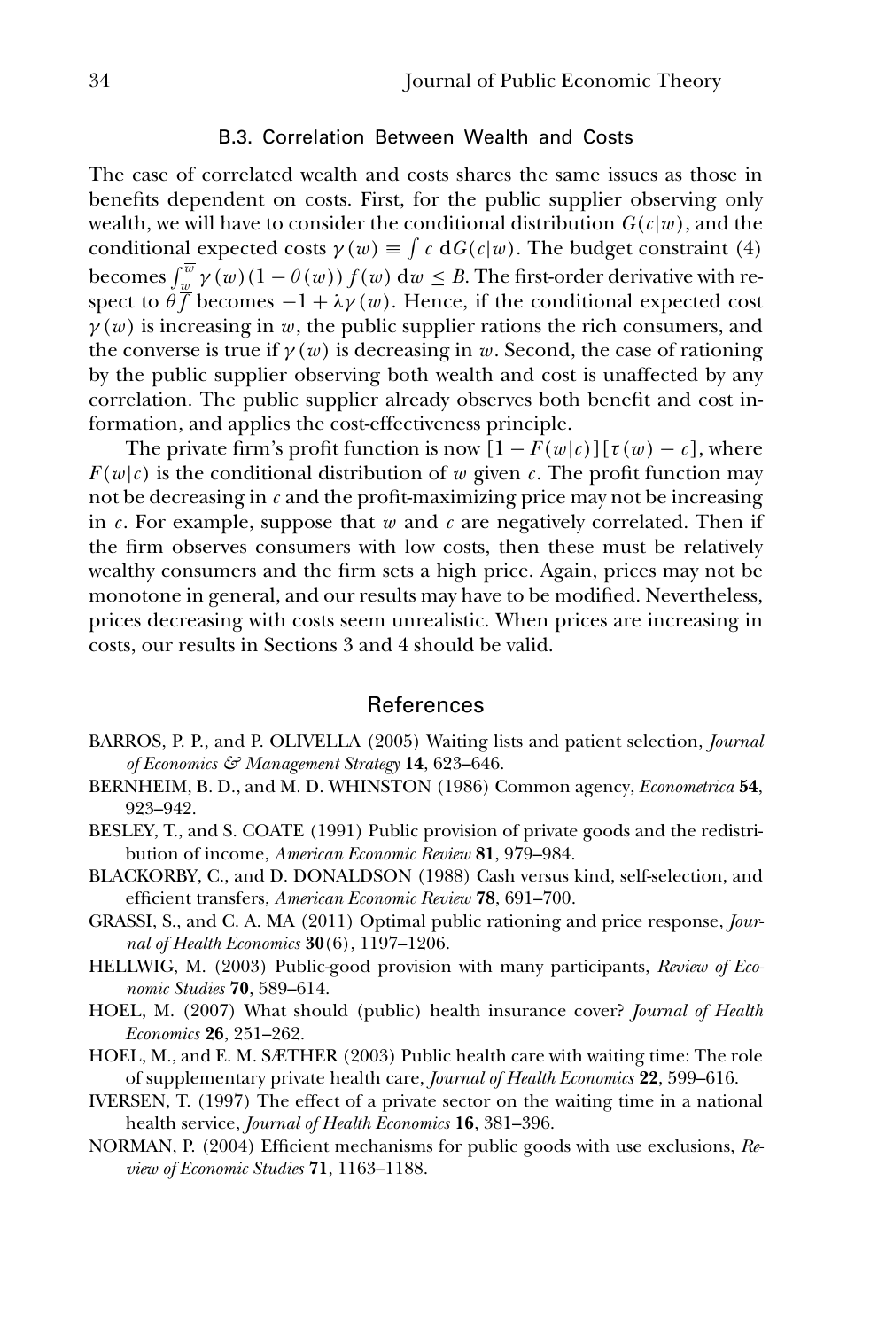### B.3. Correlation Between Wealth and Costs

The case of correlated wealth and costs shares the same issues as those in benefits dependent on costs. First, for the public supplier observing only wealth, we will have to consider the conditional distribution $G(c|w)$, and the conditional expected costs $\gamma(w) \equiv \int c \, \mathrm{d}G(c|w)$. The budget constraint (4) becomes $\int_{\underline{w}}^{\overline{w}} \gamma(w)(1-\theta(w)) f(w) \, \mathrm{d}w \leq B$. The first-order derivative with respect to $\theta f$ becomes $-1 + \lambda\gamma(w)$. Hence, if the conditional expected cost $\gamma(w)$ is increasing in $w$, the public supplier rations the rich consumers, and the converse is true if $\gamma(w)$ is decreasing in $w$. Second, the case of rationing by the public supplier observing both wealth and cost is unaffected by any correlation. The public supplier already observes both benefit and cost information, and applies the cost-effectiveness principle.

The private firm's profit function is now $[1 - F(w|c)][\tau(w) - c]$, where $F(w|c)$ is the conditional distribution of $w$ given $c$. The profit function may not be decreasing in $c$ and the profit-maximizing price may not be increasing in $c$. For example, suppose that $w$ and $c$ are negatively correlated. Then if the firm observes consumers with low costs, then these must be relatively wealthy consumers and the firm sets a high price. Again, prices may not be monotone in general, and our results may have to be modified. Nevertheless, prices decreasing with costs seem unrealistic. When prices are increasing in costs, our results in Sections 3 and 4 should be valid.

## References

BARROS, P. P., and P. OLIVELLA (2005) Waiting lists and patient selection, *Journal of Economics & Management Strategy* **14**, 623–646.

BERNHEIM, B. D., and M. D. WHINSTON (1986) Common agency, *Econometrica* **54**, 923–942.

BESLEY, T., and S. COATE (1991) Public provision of private goods and the redistribution of income, *American Economic Review* **81**, 979–984.

BLACKORBY, C., and D. DONALDSON (1988) Cash versus kind, self-selection, and efficient transfers, *American Economic Review* **78**, 691–700.

GRASSI, S., and C. A. MA (2011) Optimal public rationing and price response, *Journal of Health Economics* **30**(6), 1197–1206.

HELLWIG, M. (2003) Public-good provision with many participants, *Review of Economic Studies* **70**, 589–614.

HOEL, M. (2007) What should (public) health insurance cover? *Journal of Health Economics* **26**, 251–262.

HOEL, M., and E. M. SÆTHER (2003) Public health care with waiting time: The role of supplementary private health care, *Journal of Health Economics* **22**, 599–616.

IVERSEN, T. (1997) The effect of a private sector on the waiting time in a national health service, *Journal of Health Economics* **16**, 381–396.

NORMAN, P. (2004) Efficient mechanisms for public goods with use exclusions, *Review of Economic Studies* **71**, 1163–1188.